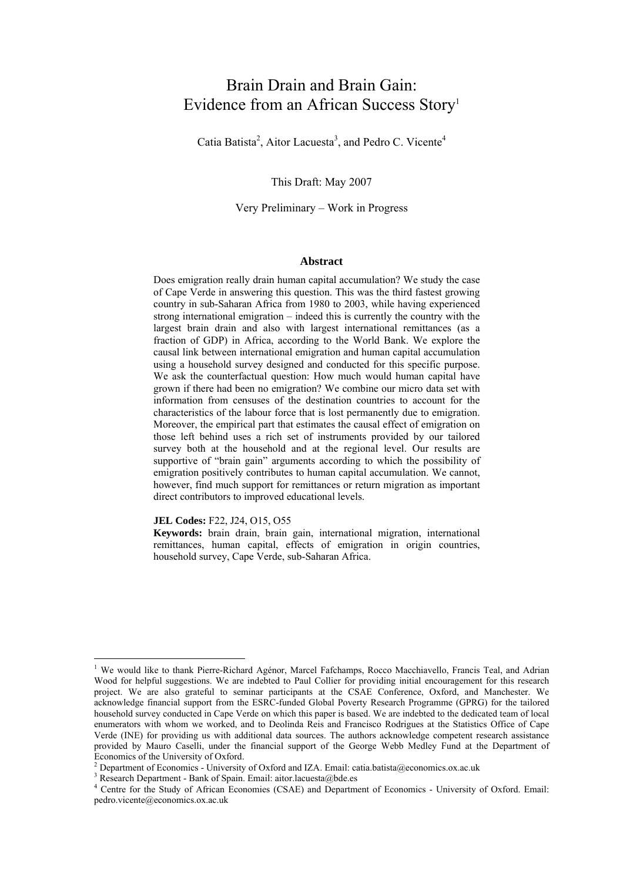# Brain Drain and Brain Gain: Evidence from an African Success Story[1]

Catia Batista[2], Aitor Lacuesta[3], and Pedro C. Vicente[4]

This Draft: May 2007

Very Preliminary – Work in Progress

### Abstract

Does emigration really drain human capital accumulation? We study the case of Cape Verde in answering this question. This was the third fastest growing country in sub-Saharan Africa from 1980 to 2003, while having experienced strong international emigration – indeed this is currently the country with the largest brain drain and also with largest international remittances (as a fraction of GDP) in Africa, according to the World Bank. We explore the causal link between international emigration and human capital accumulation using a household survey designed and conducted for this specific purpose. We ask the counterfactual question: How much would human capital have grown if there had been no emigration? We combine our micro data set with information from censuses of the destination countries to account for the characteristics of the labour force that is lost permanently due to emigration. Moreover, the empirical part that estimates the causal effect of emigration on those left behind uses a rich set of instruments provided by our tailored survey both at the household and at the regional level. Our results are supportive of "brain gain" arguments according to which the possibility of emigration positively contributes to human capital accumulation. We cannot, however, find much support for remittances or return migration as important direct contributors to improved educational levels.

**JEL Codes:** F22, J24, O15, O55

**Keywords:** brain drain, brain gain, international migration, international remittances, human capital, effects of emigration in origin countries, household survey, Cape Verde, sub-Saharan Africa.

---

[1] We would like to thank Pierre-Richard Agénor, Marcel Fafchamps, Rocco Macchiavello, Francis Teal, and Adrian Wood for helpful suggestions. We are indebted to Paul Collier for providing initial encouragement for this research project. We are also grateful to seminar participants at the CSAE Conference, Oxford, and Manchester. We acknowledge financial support from the ESRC-funded Global Poverty Research Programme (GPRG) for the tailored household survey conducted in Cape Verde on which this paper is based. We are indebted to the dedicated team of local enumerators with whom we worked, and to Deolinda Reis and Francisco Rodrigues at the Statistics Office of Cape Verde (INE) for providing us with additional data sources. The authors acknowledge competent research assistance provided by Mauro Caselli, under the financial support of the George Webb Medley Fund at the Department of Economics of the University of Oxford.

[2] Department of Economics - University of Oxford and IZA. Email: catia.batista@economics.ox.ac.uk

[3] Research Department - Bank of Spain. Email: aitor.lacuesta@bde.es

[4] Centre for the Study of African Economies (CSAE) and Department of Economics - University of Oxford. Email: pedro.vicente@economics.ox.ac.uk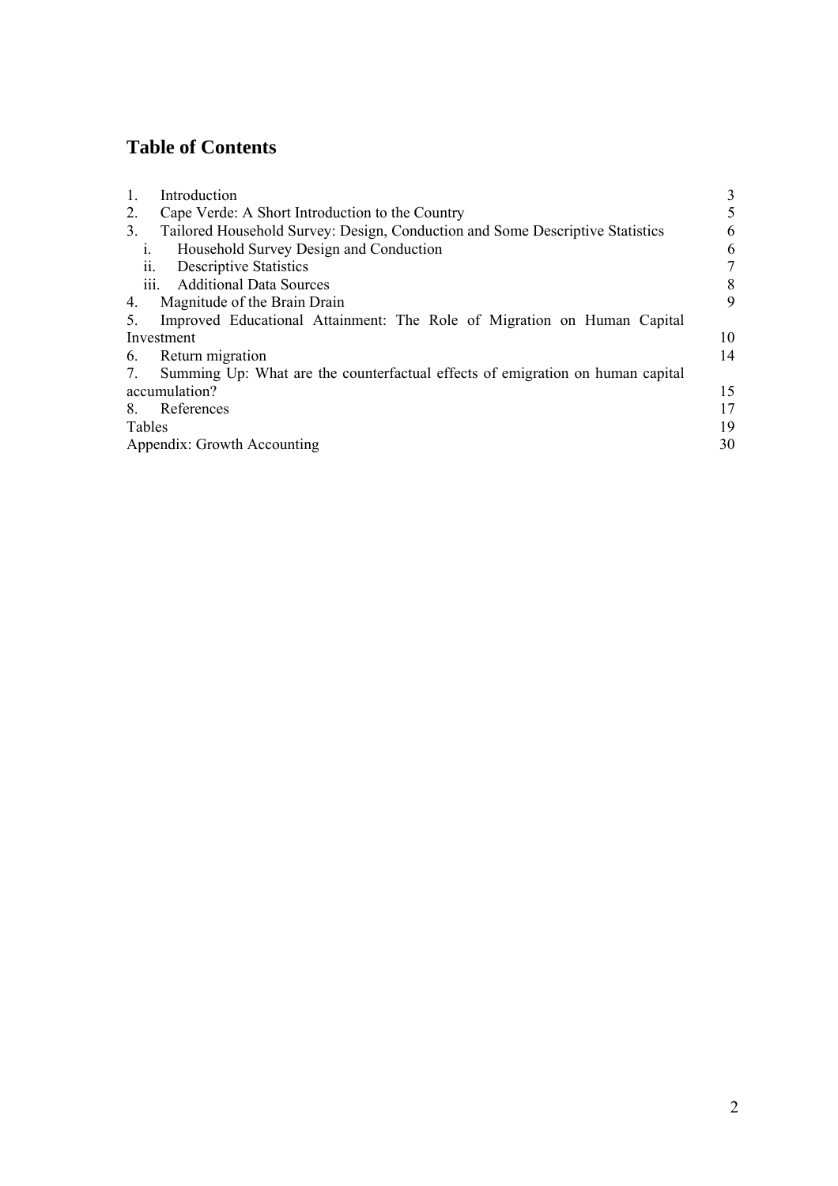# Table of Contents

| | |
|---|---|
| 1. Introduction | 3 |
| 2. Cape Verde: A Short Introduction to the Country | 5 |
| 3. Tailored Household Survey: Design, Conduction and Some Descriptive Statistics | 6 |
| i. Household Survey Design and Conduction | 6 |
| ii. Descriptive Statistics | 7 |
| iii. Additional Data Sources | 8 |
| 4. Magnitude of the Brain Drain | 9 |
| 5. Improved Educational Attainment: The Role of Migration on Human Capital Investment | 10 |
| 6. Return migration | 14 |
| 7. Summing Up: What are the counterfactual effects of emigration on human capital accumulation? | 15 |
| 8. References | 17 |
| Tables | 19 |
| Appendix: Growth Accounting | 30 |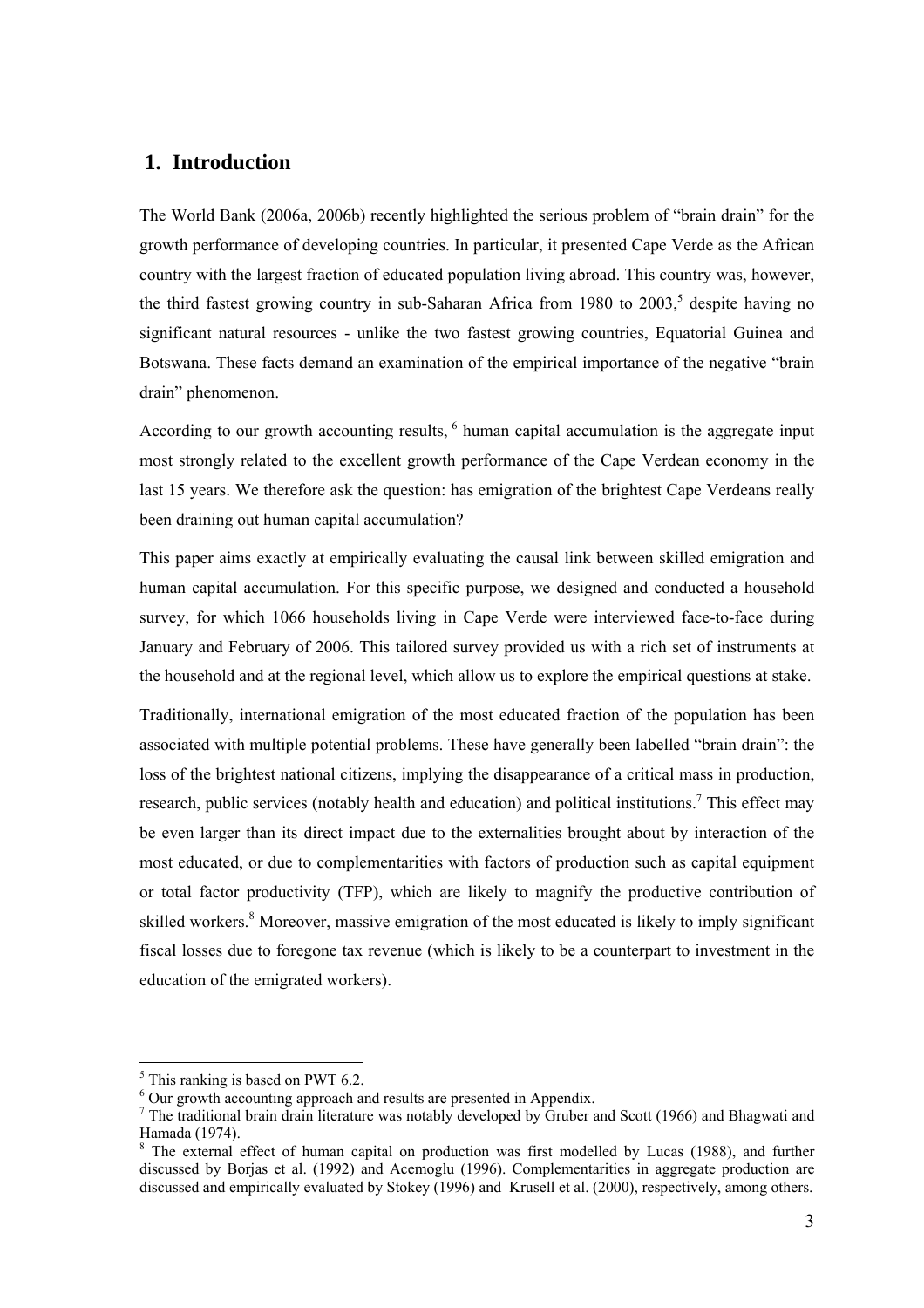## 1. Introduction

The World Bank (2006a, 2006b) recently highlighted the serious problem of "brain drain" for the growth performance of developing countries. In particular, it presented Cape Verde as the African country with the largest fraction of educated population living abroad. This country was, however, the third fastest growing country in sub-Saharan Africa from 1980 to 2003,[5] despite having no significant natural resources - unlike the two fastest growing countries, Equatorial Guinea and Botswana. These facts demand an examination of the empirical importance of the negative "brain drain" phenomenon.

According to our growth accounting results, [6] human capital accumulation is the aggregate input most strongly related to the excellent growth performance of the Cape Verdean economy in the last 15 years. We therefore ask the question: has emigration of the brightest Cape Verdeans really been draining out human capital accumulation?

This paper aims exactly at empirically evaluating the causal link between skilled emigration and human capital accumulation. For this specific purpose, we designed and conducted a household survey, for which 1066 households living in Cape Verde were interviewed face-to-face during January and February of 2006. This tailored survey provided us with a rich set of instruments at the household and at the regional level, which allow us to explore the empirical questions at stake.

Traditionally, international emigration of the most educated fraction of the population has been associated with multiple potential problems. These have generally been labelled "brain drain": the loss of the brightest national citizens, implying the disappearance of a critical mass in production, research, public services (notably health and education) and political institutions.[7] This effect may be even larger than its direct impact due to the externalities brought about by interaction of the most educated, or due to complementarities with factors of production such as capital equipment or total factor productivity (TFP), which are likely to magnify the productive contribution of skilled workers.[8] Moreover, massive emigration of the most educated is likely to imply significant fiscal losses due to foregone tax revenue (which is likely to be a counterpart to investment in the education of the emigrated workers).

---

[5] This ranking is based on PWT 6.2.

[6] Our growth accounting approach and results are presented in Appendix.

[7] The traditional brain drain literature was notably developed by Gruber and Scott (1966) and Bhagwati and Hamada (1974).

[8] The external effect of human capital on production was first modelled by Lucas (1988), and further discussed by Borjas et al. (1992) and Acemoglu (1996). Complementarities in aggregate production are discussed and empirically evaluated by Stokey (1996) and Krusell et al. (2000), respectively, among others.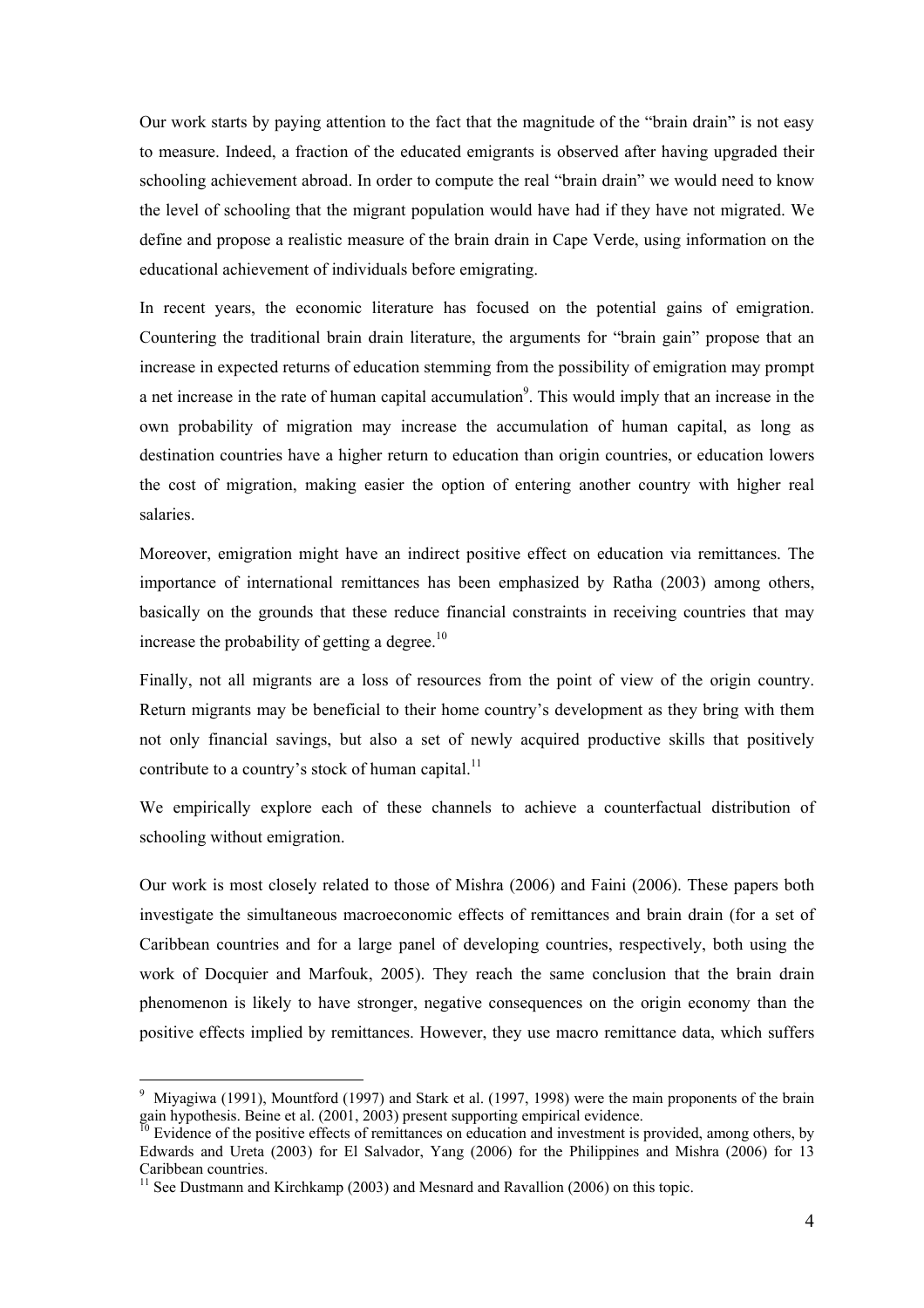Our work starts by paying attention to the fact that the magnitude of the "brain drain" is not easy to measure. Indeed, a fraction of the educated emigrants is observed after having upgraded their schooling achievement abroad. In order to compute the real "brain drain" we would need to know the level of schooling that the migrant population would have had if they have not migrated. We define and propose a realistic measure of the brain drain in Cape Verde, using information on the educational achievement of individuals before emigrating.

In recent years, the economic literature has focused on the potential gains of emigration. Countering the traditional brain drain literature, the arguments for "brain gain" propose that an increase in expected returns of education stemming from the possibility of emigration may prompt a net increase in the rate of human capital accumulation[9]. This would imply that an increase in the own probability of migration may increase the accumulation of human capital, as long as destination countries have a higher return to education than origin countries, or education lowers the cost of migration, making easier the option of entering another country with higher real salaries.

Moreover, emigration might have an indirect positive effect on education via remittances. The importance of international remittances has been emphasized by Ratha (2003) among others, basically on the grounds that these reduce financial constraints in receiving countries that may increase the probability of getting a degree.[10]

Finally, not all migrants are a loss of resources from the point of view of the origin country. Return migrants may be beneficial to their home country's development as they bring with them not only financial savings, but also a set of newly acquired productive skills that positively contribute to a country's stock of human capital.[11]

We empirically explore each of these channels to achieve a counterfactual distribution of schooling without emigration.

Our work is most closely related to those of Mishra (2006) and Faini (2006). These papers both investigate the simultaneous macroeconomic effects of remittances and brain drain (for a set of Caribbean countries and for a large panel of developing countries, respectively, both using the work of Docquier and Marfouk, 2005). They reach the same conclusion that the brain drain phenomenon is likely to have stronger, negative consequences on the origin economy than the positive effects implied by remittances. However, they use macro remittance data, which suffers

---

[9] Miyagiwa (1991), Mountford (1997) and Stark et al. (1997, 1998) were the main proponents of the brain gain hypothesis. Beine et al. (2001, 2003) present supporting empirical evidence.

[10] Evidence of the positive effects of remittances on education and investment is provided, among others, by Edwards and Ureta (2003) for El Salvador, Yang (2006) for the Philippines and Mishra (2006) for 13 Caribbean countries.

[11] See Dustmann and Kirchkamp (2003) and Mesnard and Ravallion (2006) on this topic.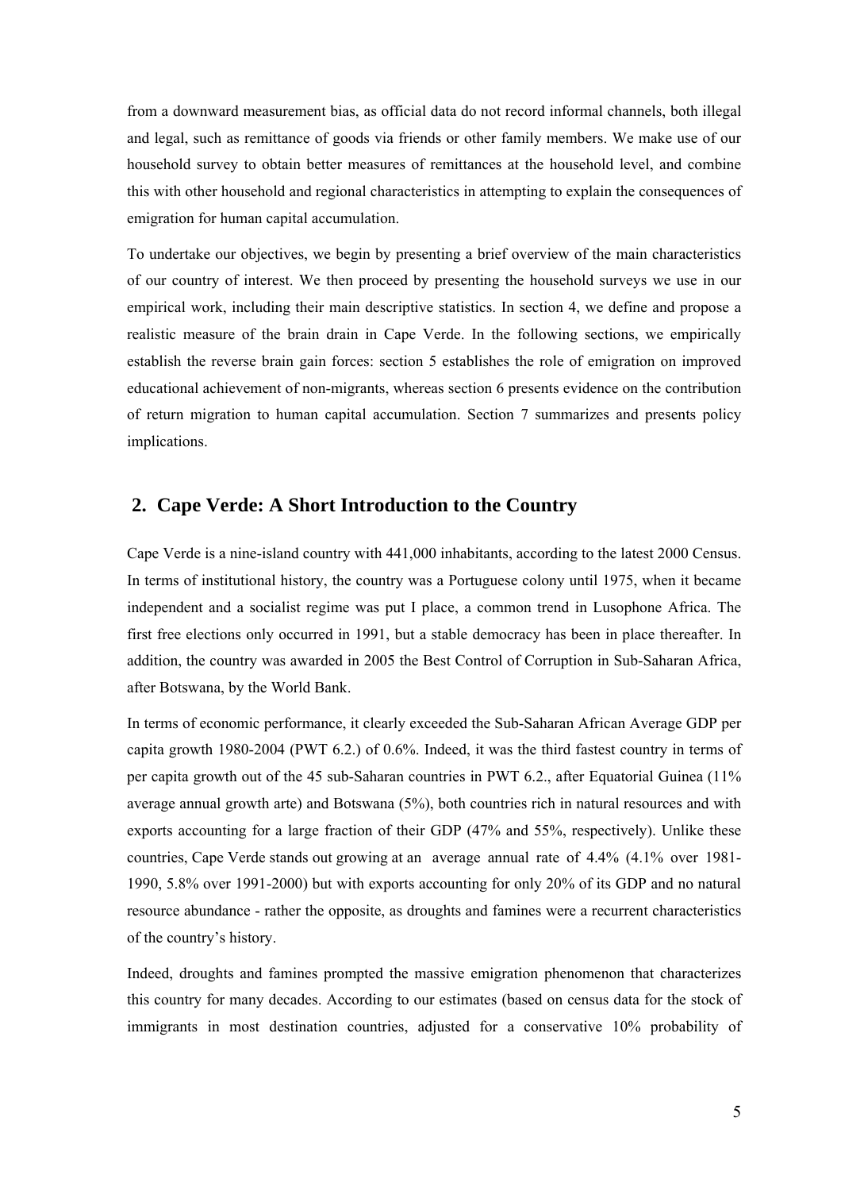from a downward measurement bias, as official data do not record informal channels, both illegal and legal, such as remittance of goods via friends or other family members. We make use of our household survey to obtain better measures of remittances at the household level, and combine this with other household and regional characteristics in attempting to explain the consequences of emigration for human capital accumulation.

To undertake our objectives, we begin by presenting a brief overview of the main characteristics of our country of interest. We then proceed by presenting the household surveys we use in our empirical work, including their main descriptive statistics. In section 4, we define and propose a realistic measure of the brain drain in Cape Verde. In the following sections, we empirically establish the reverse brain gain forces: section 5 establishes the role of emigration on improved educational achievement of non-migrants, whereas section 6 presents evidence on the contribution of return migration to human capital accumulation. Section 7 summarizes and presents policy implications.

## 2. Cape Verde: A Short Introduction to the Country

Cape Verde is a nine-island country with 441,000 inhabitants, according to the latest 2000 Census. In terms of institutional history, the country was a Portuguese colony until 1975, when it became independent and a socialist regime was put I place, a common trend in Lusophone Africa. The first free elections only occurred in 1991, but a stable democracy has been in place thereafter. In addition, the country was awarded in 2005 the Best Control of Corruption in Sub-Saharan Africa, after Botswana, by the World Bank.

In terms of economic performance, it clearly exceeded the Sub-Saharan African Average GDP per capita growth 1980-2004 (PWT 6.2.) of 0.6%. Indeed, it was the third fastest country in terms of per capita growth out of the 45 sub-Saharan countries in PWT 6.2., after Equatorial Guinea (11% average annual growth arte) and Botswana (5%), both countries rich in natural resources and with exports accounting for a large fraction of their GDP (47% and 55%, respectively). Unlike these countries, Cape Verde stands out growing at an average annual rate of 4.4% (4.1% over 1981-1990, 5.8% over 1991-2000) but with exports accounting for only 20% of its GDP and no natural resource abundance - rather the opposite, as droughts and famines were a recurrent characteristics of the country's history.

Indeed, droughts and famines prompted the massive emigration phenomenon that characterizes this country for many decades. According to our estimates (based on census data for the stock of immigrants in most destination countries, adjusted for a conservative 10% probability of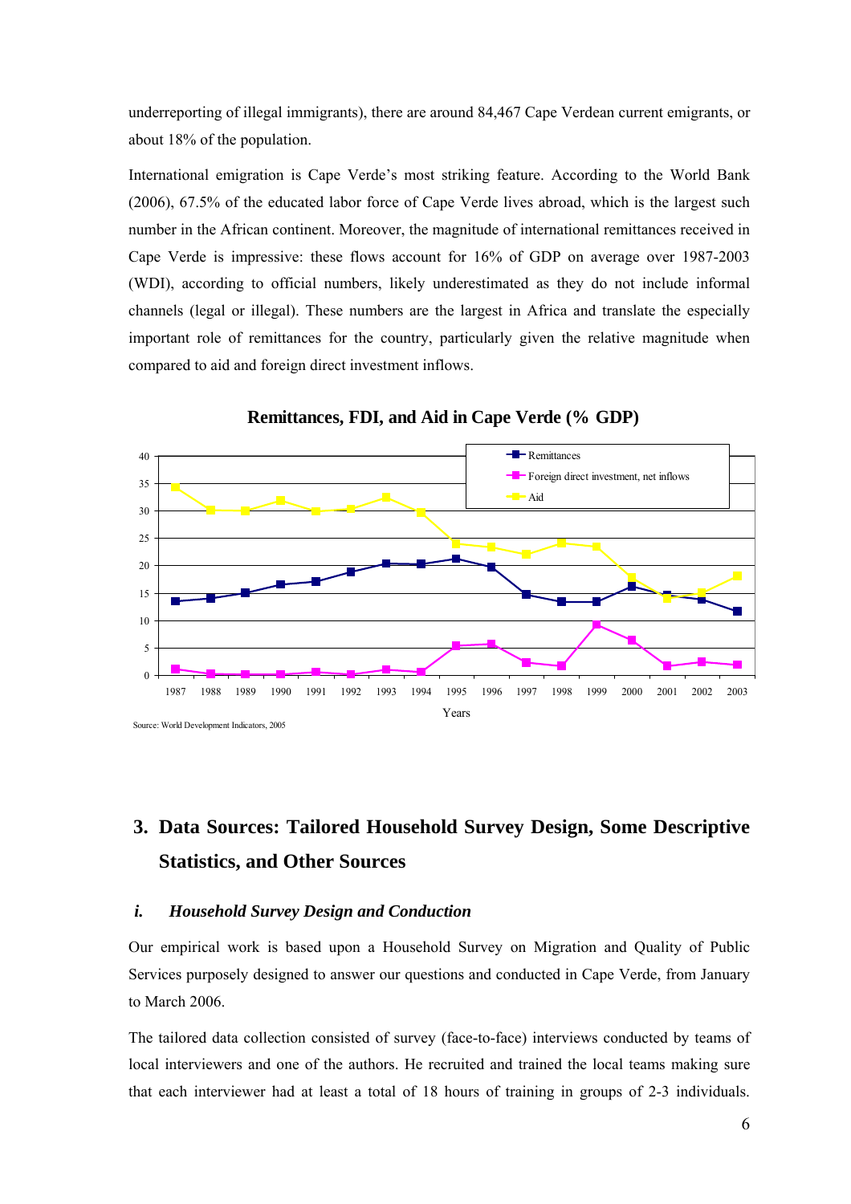underreporting of illegal immigrants), there are around 84,467 Cape Verdean current emigrants, or about 18% of the population.

International emigration is Cape Verde's most striking feature. According to the World Bank (2006), 67.5% of the educated labor force of Cape Verde lives abroad, which is the largest such number in the African continent. Moreover, the magnitude of international remittances received in Cape Verde is impressive: these flows account for 16% of GDP on average over 1987-2003 (WDI), according to official numbers, likely underestimated as they do not include informal channels (legal or illegal). These numbers are the largest in Africa and translate the especially important role of remittances for the country, particularly given the relative magnitude when compared to aid and foreign direct investment inflows.

**Remittances, FDI, and Aid in Cape Verde (% GDP)**

Source: World Development Indicators, 2005

## 3. Data Sources: Tailored Household Survey Design, Some Descriptive Statistics, and Other Sources

### *i. Household Survey Design and Conduction*

Our empirical work is based upon a Household Survey on Migration and Quality of Public Services purposely designed to answer our questions and conducted in Cape Verde, from January to March 2006.

The tailored data collection consisted of survey (face-to-face) interviews conducted by teams of local interviewers and one of the authors. He recruited and trained the local teams making sure that each interviewer had at least a total of 18 hours of training in groups of 2-3 individuals.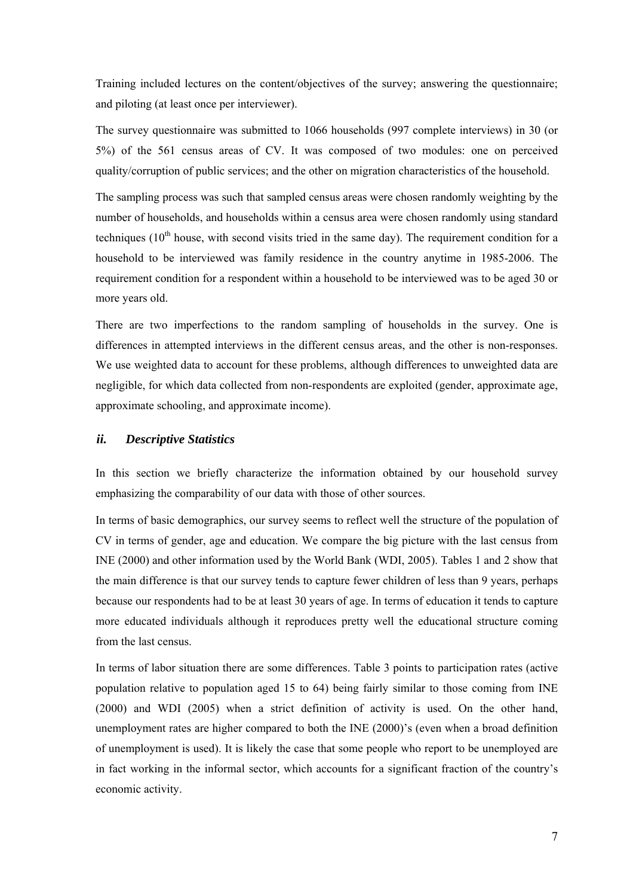Training included lectures on the content/objectives of the survey; answering the questionnaire; and piloting (at least once per interviewer).

The survey questionnaire was submitted to 1066 households (997 complete interviews) in 30 (or 5%) of the 561 census areas of CV. It was composed of two modules: one on perceived quality/corruption of public services; and the other on migration characteristics of the household.

The sampling process was such that sampled census areas were chosen randomly weighting by the number of households, and households within a census area were chosen randomly using standard techniques (10$^{th}$ house, with second visits tried in the same day). The requirement condition for a household to be interviewed was family residence in the country anytime in 1985-2006. The requirement condition for a respondent within a household to be interviewed was to be aged 30 or more years old.

There are two imperfections to the random sampling of households in the survey. One is differences in attempted interviews in the different census areas, and the other is non-responses. We use weighted data to account for these problems, although differences to unweighted data are negligible, for which data collected from non-respondents are exploited (gender, approximate age, approximate schooling, and approximate income).

### *ii. Descriptive Statistics*

In this section we briefly characterize the information obtained by our household survey emphasizing the comparability of our data with those of other sources.

In terms of basic demographics, our survey seems to reflect well the structure of the population of CV in terms of gender, age and education. We compare the big picture with the last census from INE (2000) and other information used by the World Bank (WDI, 2005). Tables 1 and 2 show that the main difference is that our survey tends to capture fewer children of less than 9 years, perhaps because our respondents had to be at least 30 years of age. In terms of education it tends to capture more educated individuals although it reproduces pretty well the educational structure coming from the last census.

In terms of labor situation there are some differences. Table 3 points to participation rates (active population relative to population aged 15 to 64) being fairly similar to those coming from INE (2000) and WDI (2005) when a strict definition of activity is used. On the other hand, unemployment rates are higher compared to both the INE (2000)'s (even when a broad definition of unemployment is used). It is likely the case that some people who report to be unemployed are in fact working in the informal sector, which accounts for a significant fraction of the country's economic activity.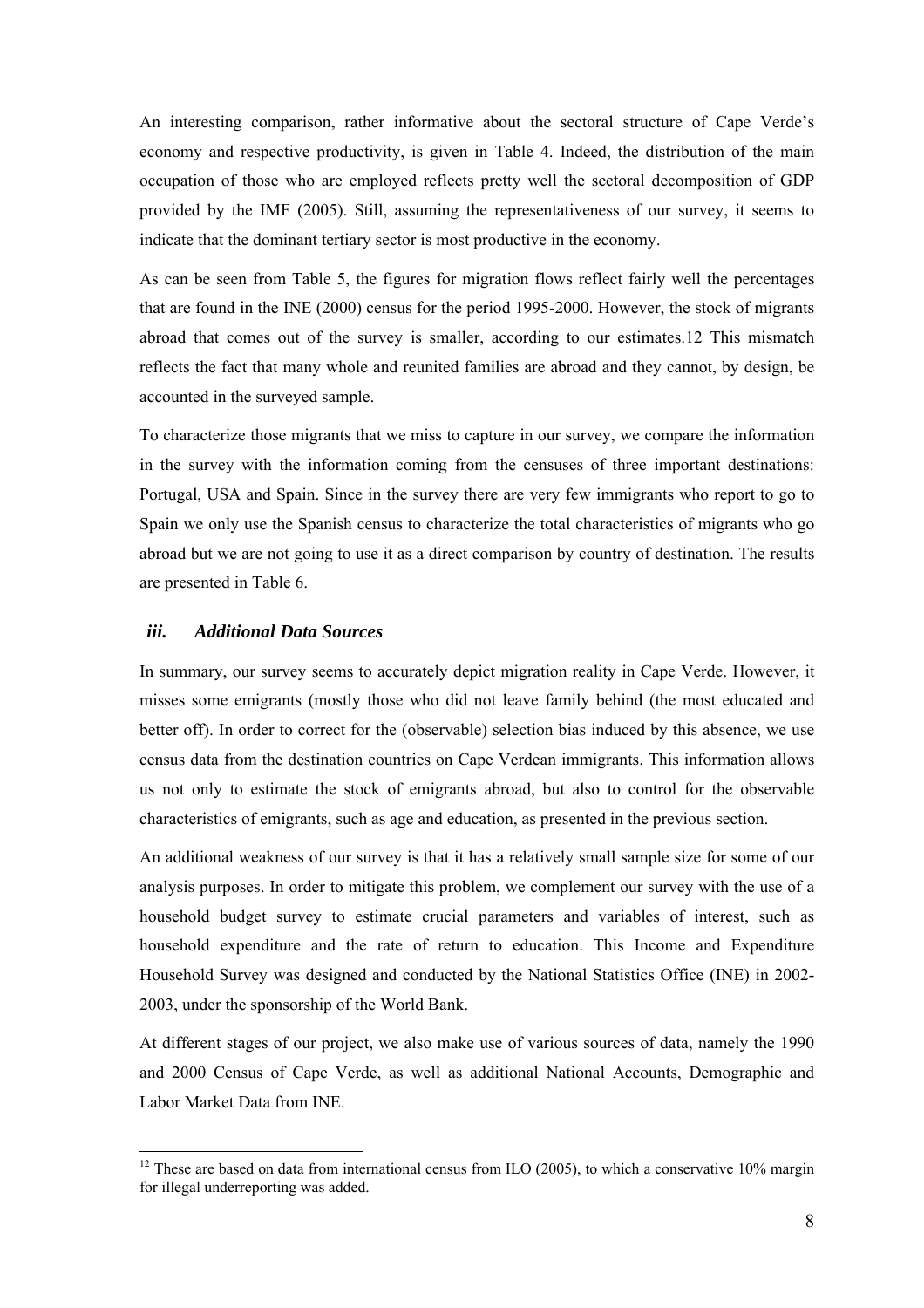An interesting comparison, rather informative about the sectoral structure of Cape Verde's economy and respective productivity, is given in Table 4. Indeed, the distribution of the main occupation of those who are employed reflects pretty well the sectoral decomposition of GDP provided by the IMF (2005). Still, assuming the representativeness of our survey, it seems to indicate that the dominant tertiary sector is most productive in the economy.

As can be seen from Table 5, the figures for migration flows reflect fairly well the percentages that are found in the INE (2000) census for the period 1995-2000. However, the stock of migrants abroad that comes out of the survey is smaller, according to our estimates.[12] This mismatch reflects the fact that many whole and reunited families are abroad and they cannot, by design, be accounted in the surveyed sample.

To characterize those migrants that we miss to capture in our survey, we compare the information in the survey with the information coming from the censuses of three important destinations: Portugal, USA and Spain. Since in the survey there are very few immigrants who report to go to Spain we only use the Spanish census to characterize the total characteristics of migrants who go abroad but we are not going to use it as a direct comparison by country of destination. The results are presented in Table 6.

### *iii. Additional Data Sources*

In summary, our survey seems to accurately depict migration reality in Cape Verde. However, it misses some emigrants (mostly those who did not leave family behind (the most educated and better off). In order to correct for the (observable) selection bias induced by this absence, we use census data from the destination countries on Cape Verdean immigrants. This information allows us not only to estimate the stock of emigrants abroad, but also to control for the observable characteristics of emigrants, such as age and education, as presented in the previous section.

An additional weakness of our survey is that it has a relatively small sample size for some of our analysis purposes. In order to mitigate this problem, we complement our survey with the use of a household budget survey to estimate crucial parameters and variables of interest, such as household expenditure and the rate of return to education. This Income and Expenditure Household Survey was designed and conducted by the National Statistics Office (INE) in 2002-2003, under the sponsorship of the World Bank.

At different stages of our project, we also make use of various sources of data, namely the 1990 and 2000 Census of Cape Verde, as well as additional National Accounts, Demographic and Labor Market Data from INE.

[12] These are based on data from international census from ILO (2005), to which a conservative 10% margin for illegal underreporting was added.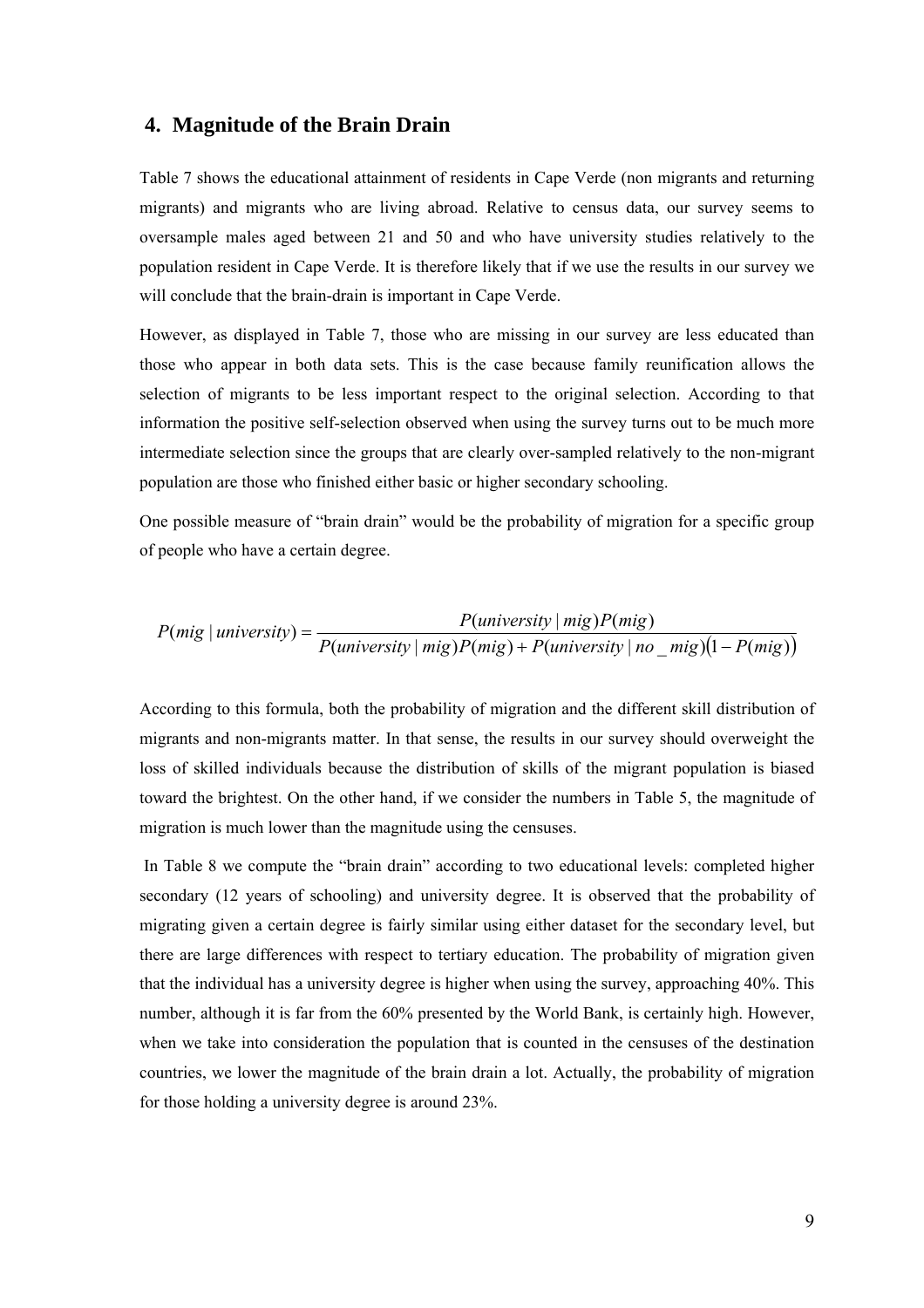## 4. Magnitude of the Brain Drain

Table 7 shows the educational attainment of residents in Cape Verde (non migrants and returning migrants) and migrants who are living abroad. Relative to census data, our survey seems to oversample males aged between 21 and 50 and who have university studies relatively to the population resident in Cape Verde. It is therefore likely that if we use the results in our survey we will conclude that the brain-drain is important in Cape Verde.

However, as displayed in Table 7, those who are missing in our survey are less educated than those who appear in both data sets. This is the case because family reunification allows the selection of migrants to be less important respect to the original selection. According to that information the positive self-selection observed when using the survey turns out to be much more intermediate selection since the groups that are clearly over-sampled relatively to the non-migrant population are those who finished either basic or higher secondary schooling.

One possible measure of "brain drain" would be the probability of migration for a specific group of people who have a certain degree.

$$P(mig \mid university) = \frac{P(university \mid mig)P(mig)}{P(university \mid mig)P(mig) + P(university \mid no\_mig)\left(1 - P(mig)\right)}$$

According to this formula, both the probability of migration and the different skill distribution of migrants and non-migrants matter. In that sense, the results in our survey should overweight the loss of skilled individuals because the distribution of skills of the migrant population is biased toward the brightest. On the other hand, if we consider the numbers in Table 5, the magnitude of migration is much lower than the magnitude using the censuses.

In Table 8 we compute the "brain drain" according to two educational levels: completed higher secondary (12 years of schooling) and university degree. It is observed that the probability of migrating given a certain degree is fairly similar using either dataset for the secondary level, but there are large differences with respect to tertiary education. The probability of migration given that the individual has a university degree is higher when using the survey, approaching 40%. This number, although it is far from the 60% presented by the World Bank, is certainly high. However, when we take into consideration the population that is counted in the censuses of the destination countries, we lower the magnitude of the brain drain a lot. Actually, the probability of migration for those holding a university degree is around 23%.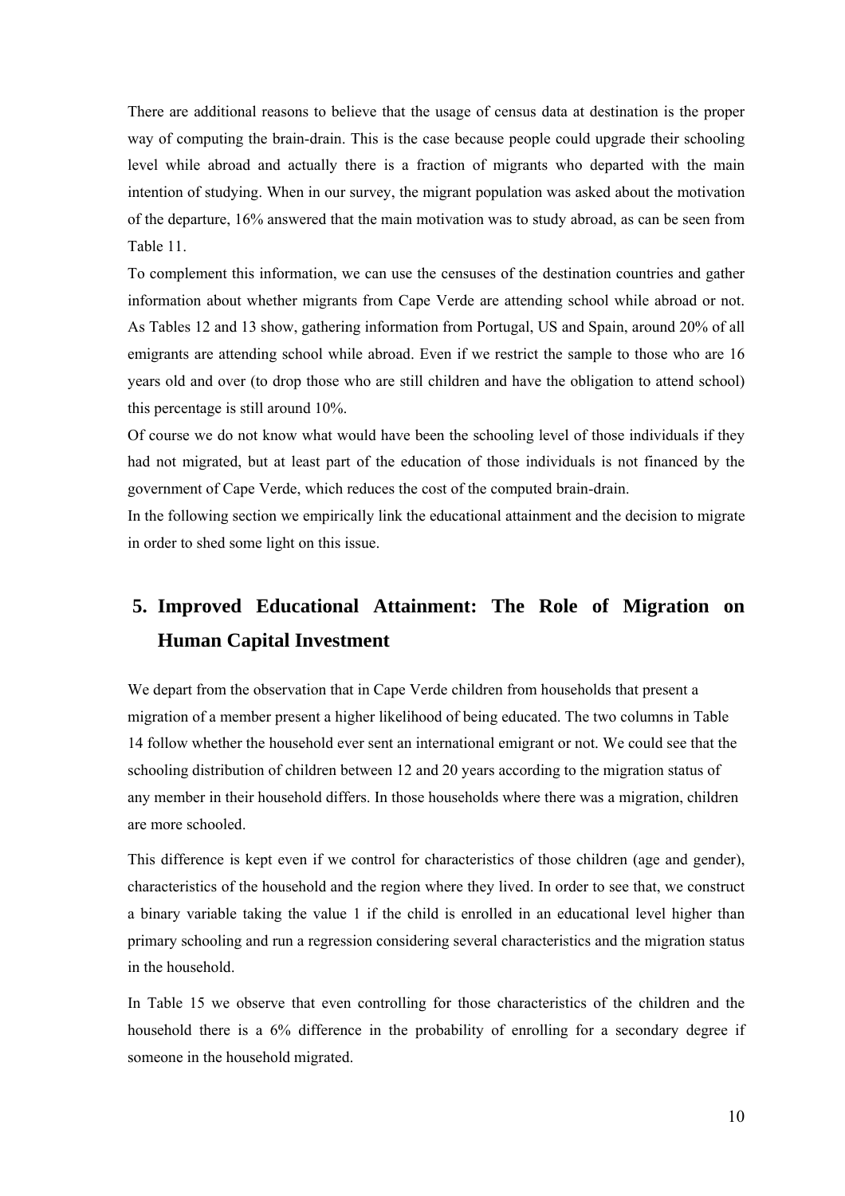There are additional reasons to believe that the usage of census data at destination is the proper way of computing the brain-drain. This is the case because people could upgrade their schooling level while abroad and actually there is a fraction of migrants who departed with the main intention of studying. When in our survey, the migrant population was asked about the motivation of the departure, 16% answered that the main motivation was to study abroad, as can be seen from Table 11.

To complement this information, we can use the censuses of the destination countries and gather information about whether migrants from Cape Verde are attending school while abroad or not. As Tables 12 and 13 show, gathering information from Portugal, US and Spain, around 20% of all emigrants are attending school while abroad. Even if we restrict the sample to those who are 16 years old and over (to drop those who are still children and have the obligation to attend school) this percentage is still around 10%.

Of course we do not know what would have been the schooling level of those individuals if they had not migrated, but at least part of the education of those individuals is not financed by the government of Cape Verde, which reduces the cost of the computed brain-drain.

In the following section we empirically link the educational attainment and the decision to migrate in order to shed some light on this issue.

## 5. Improved Educational Attainment: The Role of Migration on Human Capital Investment

We depart from the observation that in Cape Verde children from households that present a migration of a member present a higher likelihood of being educated. The two columns in Table 14 follow whether the household ever sent an international emigrant or not. We could see that the schooling distribution of children between 12 and 20 years according to the migration status of any member in their household differs. In those households where there was a migration, children are more schooled.

This difference is kept even if we control for characteristics of those children (age and gender), characteristics of the household and the region where they lived. In order to see that, we construct a binary variable taking the value 1 if the child is enrolled in an educational level higher than primary schooling and run a regression considering several characteristics and the migration status in the household.

In Table 15 we observe that even controlling for those characteristics of the children and the household there is a 6% difference in the probability of enrolling for a secondary degree if someone in the household migrated.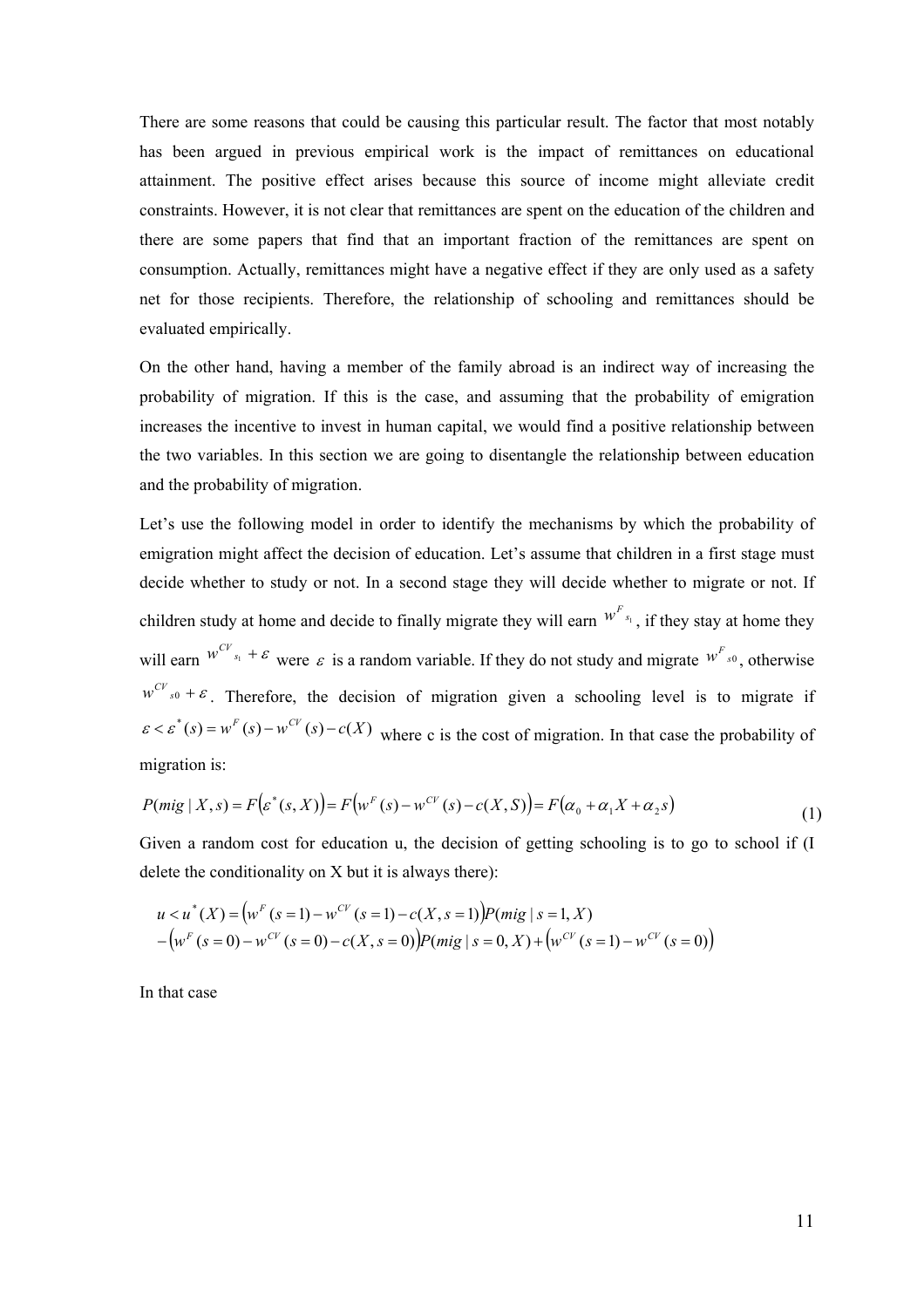There are some reasons that could be causing this particular result. The factor that most notably has been argued in previous empirical work is the impact of remittances on educational attainment. The positive effect arises because this source of income might alleviate credit constraints. However, it is not clear that remittances are spent on the education of the children and there are some papers that find that an important fraction of the remittances are spent on consumption. Actually, remittances might have a negative effect if they are only used as a safety net for those recipients. Therefore, the relationship of schooling and remittances should be evaluated empirically.

On the other hand, having a member of the family abroad is an indirect way of increasing the probability of migration. If this is the case, and assuming that the probability of emigration increases the incentive to invest in human capital, we would find a positive relationship between the two variables. In this section we are going to disentangle the relationship between education and the probability of migration.

Let's use the following model in order to identify the mechanisms by which the probability of emigration might affect the decision of education. Let's assume that children in a first stage must decide whether to study or not. In a second stage they will decide whether to migrate or not. If children study at home and decide to finally migrate they will earn $w^{F}{}_{s_1}$, if they stay at home they will earn $w^{CV}{}_{s_1} + \varepsilon$ were $\varepsilon$ is a random variable. If they do not study and migrate $w^{F}{}_{s0}$, otherwise $w^{CV}{}_{s0} + \varepsilon$. Therefore, the decision of migration given a schooling level is to migrate if $\varepsilon < \varepsilon^{*}(s) = w^{F}(s) - w^{CV}(s) - c(X)$ where c is the cost of migration. In that case the probability of migration is:

$$P(mig \mid X, s) = F(\varepsilon^{*}(s, X)) = F\left(w^{F}(s) - w^{CV}(s) - c(X, S)\right) = F(\alpha_0 + \alpha_1 X + \alpha_2 s) \tag{1}$$

Given a random cost for education u, the decision of getting schooling is to go to school if (I delete the conditionality on X but it is always there):

$$\begin{aligned} u < u^{*}(X) &= \left(w^{F}(s=1) - w^{CV}(s=1) - c(X, s=1)\right)P(mig \mid s=1, X) \\ &- \left(w^{F}(s=0) - w^{CV}(s=0) - c(X, s=0)\right)P(mig \mid s=0, X) + \left(w^{CV}(s=1) - w^{CV}(s=0)\right) \end{aligned}$$

In that case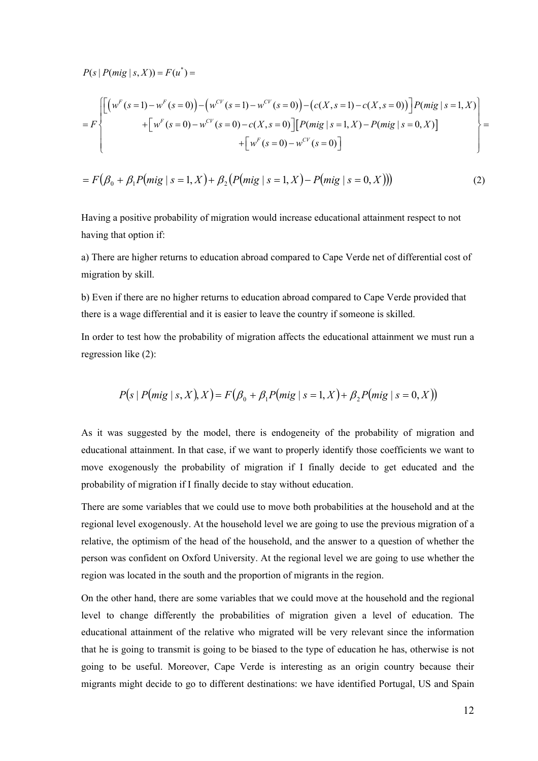$$P(s \mid P(mig \mid s, X)) = F(u^*) =$$

$$= F\left\{ \begin{array}{c} \left[\left(w^F(s=1) - w^F(s=0)\right) - \left(w^{CV}(s=1) - w^{CV}(s=0)\right) - \left(c(X, s=1) - c(X, s=0)\right)\right] P(mig \mid s=1, X) \\ + \left[w^F(s=0) - w^{CV}(s=0) - c(X, s=0)\right]\left[P(mig \mid s=1, X) - P(mig \mid s=0, X)\right] \\ + \left[w^F(s=0) - w^{CV}(s=0)\right] \end{array} \right\} =$$

$$= F\left(\beta_0 + \beta_1 P(mig \mid s=1, X) + \beta_2 \left(P(mig \mid s=1, X) - P(mig \mid s=0, X)\right)\right) \tag{2}$$

Having a positive probability of migration would increase educational attainment respect to not having that option if:

a) There are higher returns to education abroad compared to Cape Verde net of differential cost of migration by skill.

b) Even if there are no higher returns to education abroad compared to Cape Verde provided that there is a wage differential and it is easier to leave the country if someone is skilled.

In order to test how the probability of migration affects the educational attainment we must run a regression like (2):

$$P\left(s \mid P(mig \mid s, X), X\right) = F\left(\beta_0 + \beta_1 P(mig \mid s=1, X) + \beta_2 P(mig \mid s=0, X)\right)$$

As it was suggested by the model, there is endogeneity of the probability of migration and educational attainment. In that case, if we want to properly identify those coefficients we want to move exogenously the probability of migration if I finally decide to get educated and the probability of migration if I finally decide to stay without education.

There are some variables that we could use to move both probabilities at the household and at the regional level exogenously. At the household level we are going to use the previous migration of a relative, the optimism of the head of the household, and the answer to a question of whether the person was confident on Oxford University. At the regional level we are going to use whether the region was located in the south and the proportion of migrants in the region.

On the other hand, there are some variables that we could move at the household and the regional level to change differently the probabilities of migration given a level of education. The educational attainment of the relative who migrated will be very relevant since the information that he is going to transmit is going to be biased to the type of education he has, otherwise is not going to be useful. Moreover, Cape Verde is interesting as an origin country because their migrants might decide to go to different destinations: we have identified Portugal, US and Spain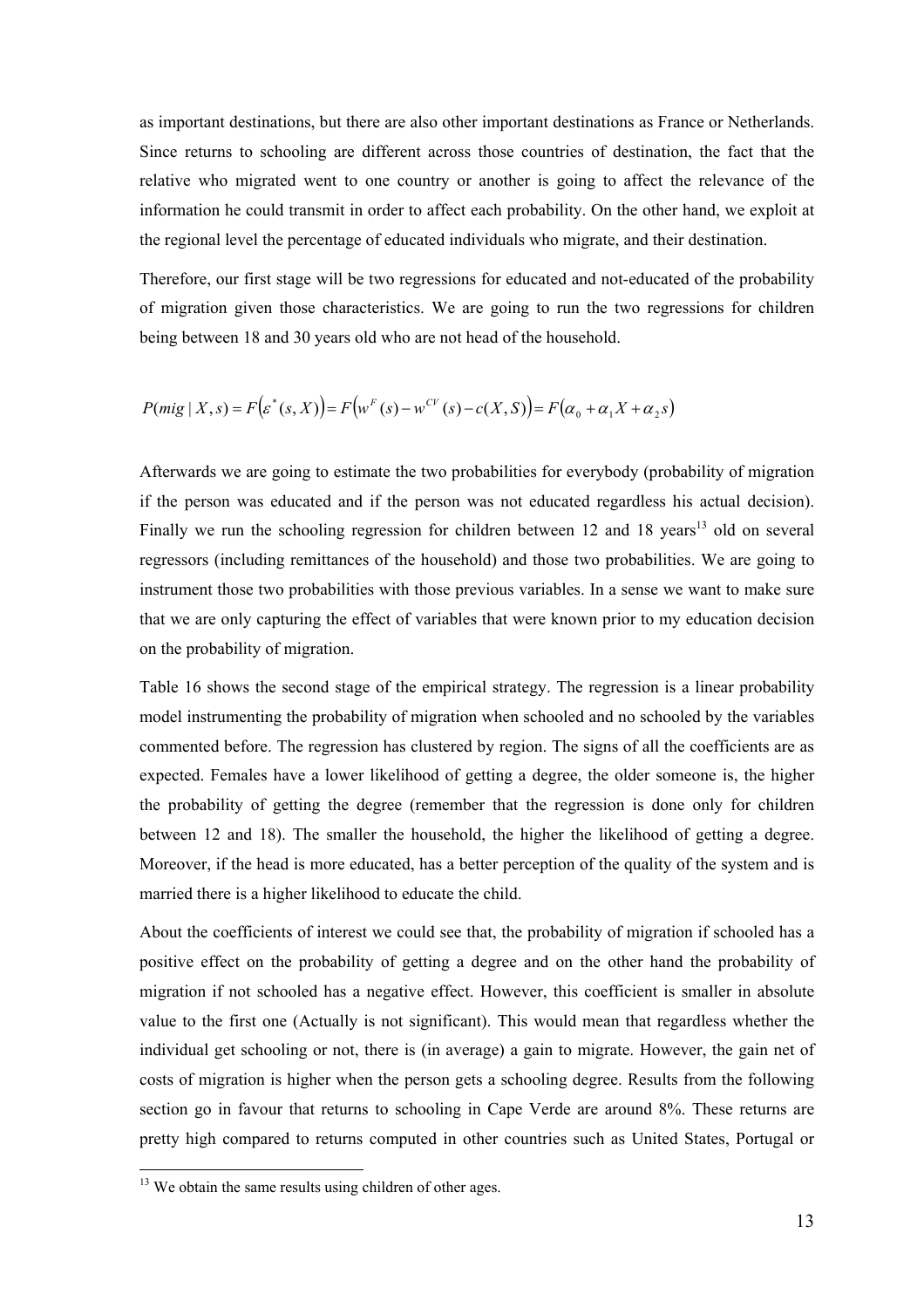as important destinations, but there are also other important destinations as France or Netherlands. Since returns to schooling are different across those countries of destination, the fact that the relative who migrated went to one country or another is going to affect the relevance of the information he could transmit in order to affect each probability. On the other hand, we exploit at the regional level the percentage of educated individuals who migrate, and their destination.

Therefore, our first stage will be two regressions for educated and not-educated of the probability of migration given those characteristics. We are going to run the two regressions for children being between 18 and 30 years old who are not head of the household.

$$P(mig \mid X, s) = F\left(\varepsilon^*(s, X)\right) = F\left(w^F(s) - w^{CV}(s) - c(X, S)\right) = F\left(\alpha_0 + \alpha_1 X + \alpha_2 s\right)$$

Afterwards we are going to estimate the two probabilities for everybody (probability of migration if the person was educated and if the person was not educated regardless his actual decision). Finally we run the schooling regression for children between 12 and 18 years[13] old on several regressors (including remittances of the household) and those two probabilities. We are going to instrument those two probabilities with those previous variables. In a sense we want to make sure that we are only capturing the effect of variables that were known prior to my education decision on the probability of migration.

Table 16 shows the second stage of the empirical strategy. The regression is a linear probability model instrumenting the probability of migration when schooled and no schooled by the variables commented before. The regression has clustered by region. The signs of all the coefficients are as expected. Females have a lower likelihood of getting a degree, the older someone is, the higher the probability of getting the degree (remember that the regression is done only for children between 12 and 18). The smaller the household, the higher the likelihood of getting a degree. Moreover, if the head is more educated, has a better perception of the quality of the system and is married there is a higher likelihood to educate the child.

About the coefficients of interest we could see that, the probability of migration if schooled has a positive effect on the probability of getting a degree and on the other hand the probability of migration if not schooled has a negative effect. However, this coefficient is smaller in absolute value to the first one (Actually is not significant). This would mean that regardless whether the individual get schooling or not, there is (in average) a gain to migrate. However, the gain net of costs of migration is higher when the person gets a schooling degree. Results from the following section go in favour that returns to schooling in Cape Verde are around 8%. These returns are pretty high compared to returns computed in other countries such as United States, Portugal or

[13] We obtain the same results using children of other ages.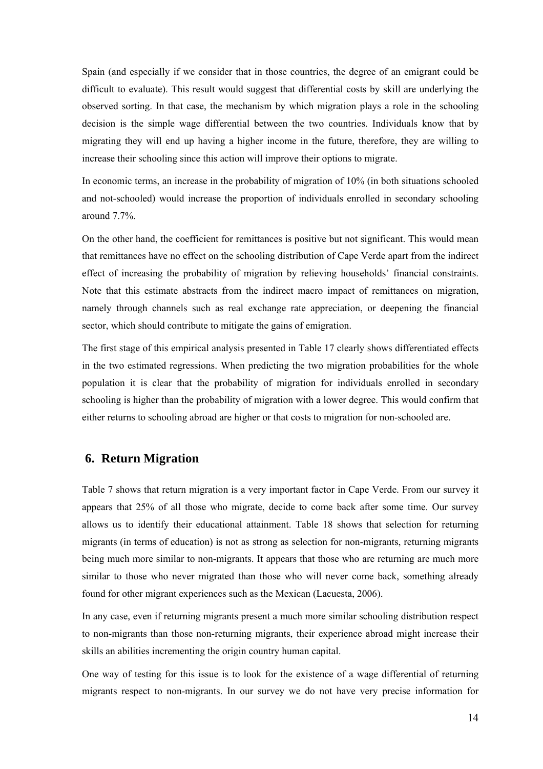Spain (and especially if we consider that in those countries, the degree of an emigrant could be difficult to evaluate). This result would suggest that differential costs by skill are underlying the observed sorting. In that case, the mechanism by which migration plays a role in the schooling decision is the simple wage differential between the two countries. Individuals know that by migrating they will end up having a higher income in the future, therefore, they are willing to increase their schooling since this action will improve their options to migrate.

In economic terms, an increase in the probability of migration of 10% (in both situations schooled and not-schooled) would increase the proportion of individuals enrolled in secondary schooling around 7.7%.

On the other hand, the coefficient for remittances is positive but not significant. This would mean that remittances have no effect on the schooling distribution of Cape Verde apart from the indirect effect of increasing the probability of migration by relieving households' financial constraints. Note that this estimate abstracts from the indirect macro impact of remittances on migration, namely through channels such as real exchange rate appreciation, or deepening the financial sector, which should contribute to mitigate the gains of emigration.

The first stage of this empirical analysis presented in Table 17 clearly shows differentiated effects in the two estimated regressions. When predicting the two migration probabilities for the whole population it is clear that the probability of migration for individuals enrolled in secondary schooling is higher than the probability of migration with a lower degree. This would confirm that either returns to schooling abroad are higher or that costs to migration for non-schooled are.

## 6. Return Migration

Table 7 shows that return migration is a very important factor in Cape Verde. From our survey it appears that 25% of all those who migrate, decide to come back after some time. Our survey allows us to identify their educational attainment. Table 18 shows that selection for returning migrants (in terms of education) is not as strong as selection for non-migrants, returning migrants being much more similar to non-migrants. It appears that those who are returning are much more similar to those who never migrated than those who will never come back, something already found for other migrant experiences such as the Mexican (Lacuesta, 2006).

In any case, even if returning migrants present a much more similar schooling distribution respect to non-migrants than those non-returning migrants, their experience abroad might increase their skills an abilities incrementing the origin country human capital.

One way of testing for this issue is to look for the existence of a wage differential of returning migrants respect to non-migrants. In our survey we do not have very precise information for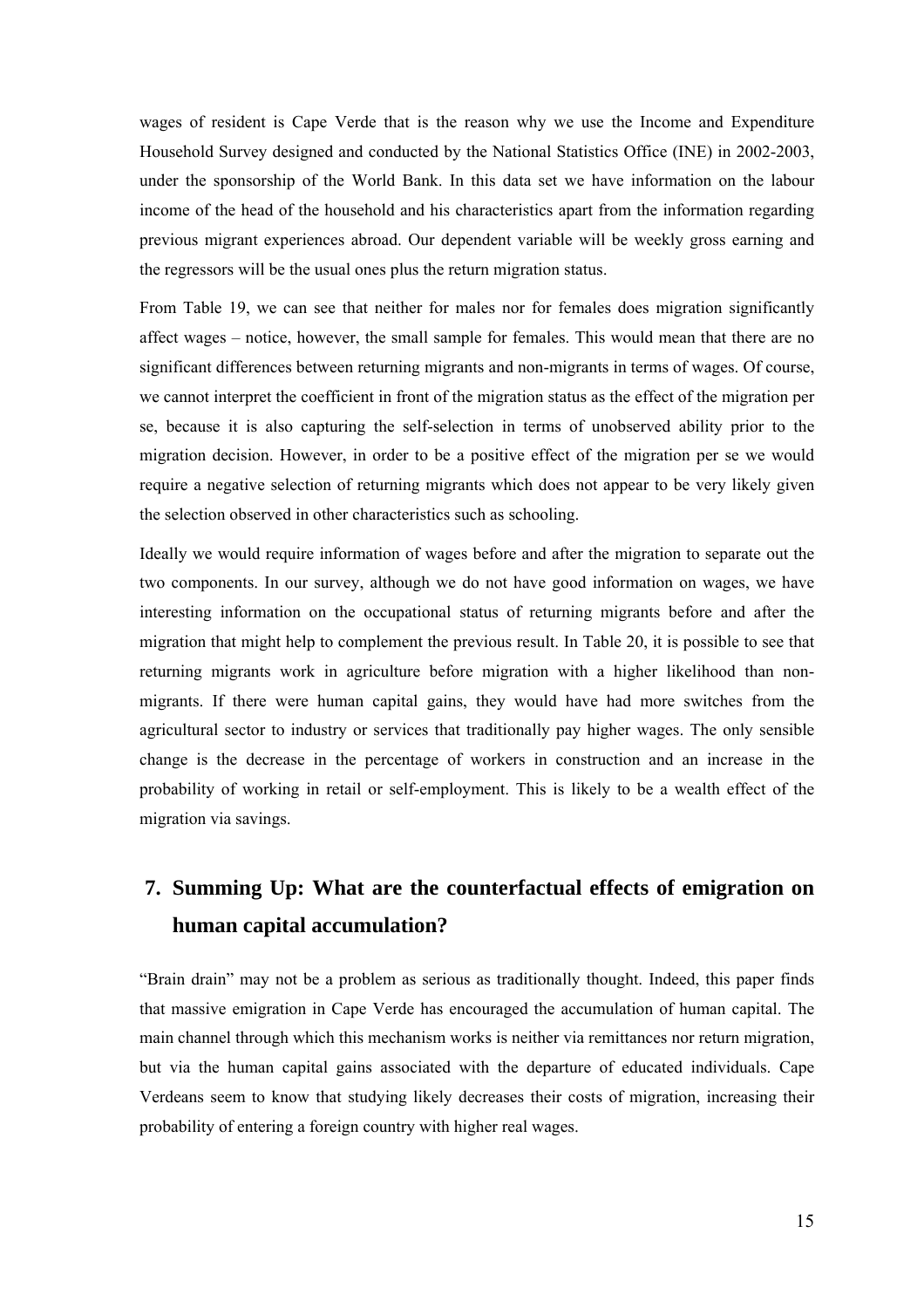wages of resident is Cape Verde that is the reason why we use the Income and Expenditure Household Survey designed and conducted by the National Statistics Office (INE) in 2002-2003, under the sponsorship of the World Bank. In this data set we have information on the labour income of the head of the household and his characteristics apart from the information regarding previous migrant experiences abroad. Our dependent variable will be weekly gross earning and the regressors will be the usual ones plus the return migration status.

From Table 19, we can see that neither for males nor for females does migration significantly affect wages – notice, however, the small sample for females. This would mean that there are no significant differences between returning migrants and non-migrants in terms of wages. Of course, we cannot interpret the coefficient in front of the migration status as the effect of the migration per se, because it is also capturing the self-selection in terms of unobserved ability prior to the migration decision. However, in order to be a positive effect of the migration per se we would require a negative selection of returning migrants which does not appear to be very likely given the selection observed in other characteristics such as schooling.

Ideally we would require information of wages before and after the migration to separate out the two components. In our survey, although we do not have good information on wages, we have interesting information on the occupational status of returning migrants before and after the migration that might help to complement the previous result. In Table 20, it is possible to see that returning migrants work in agriculture before migration with a higher likelihood than non-migrants. If there were human capital gains, they would have had more switches from the agricultural sector to industry or services that traditionally pay higher wages. The only sensible change is the decrease in the percentage of workers in construction and an increase in the probability of working in retail or self-employment. This is likely to be a wealth effect of the migration via savings.

## 7. Summing Up: What are the counterfactual effects of emigration on human capital accumulation?

"Brain drain" may not be a problem as serious as traditionally thought. Indeed, this paper finds that massive emigration in Cape Verde has encouraged the accumulation of human capital. The main channel through which this mechanism works is neither via remittances nor return migration, but via the human capital gains associated with the departure of educated individuals. Cape Verdeans seem to know that studying likely decreases their costs of migration, increasing their probability of entering a foreign country with higher real wages.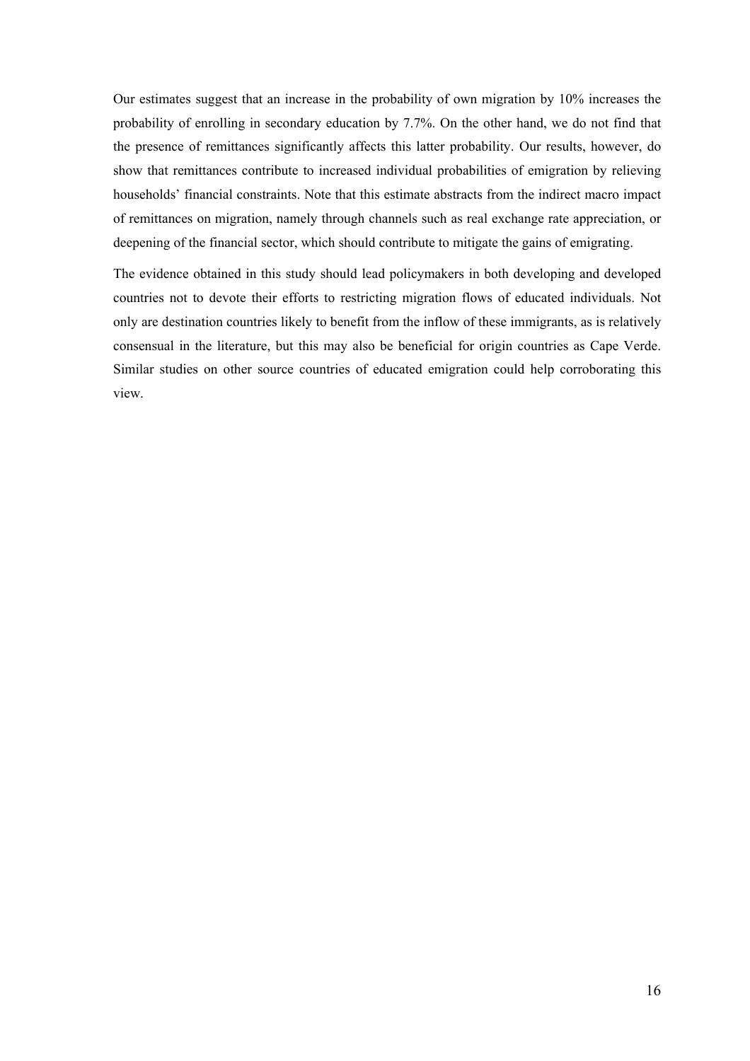Our estimates suggest that an increase in the probability of own migration by 10% increases the probability of enrolling in secondary education by 7.7%. On the other hand, we do not find that the presence of remittances significantly affects this latter probability. Our results, however, do show that remittances contribute to increased individual probabilities of emigration by relieving households' financial constraints. Note that this estimate abstracts from the indirect macro impact of remittances on migration, namely through channels such as real exchange rate appreciation, or deepening of the financial sector, which should contribute to mitigate the gains of emigrating.

The evidence obtained in this study should lead policymakers in both developing and developed countries not to devote their efforts to restricting migration flows of educated individuals. Not only are destination countries likely to benefit from the inflow of these immigrants, as is relatively consensual in the literature, but this may also be beneficial for origin countries as Cape Verde. Similar studies on other source countries of educated emigration could help corroborating this view.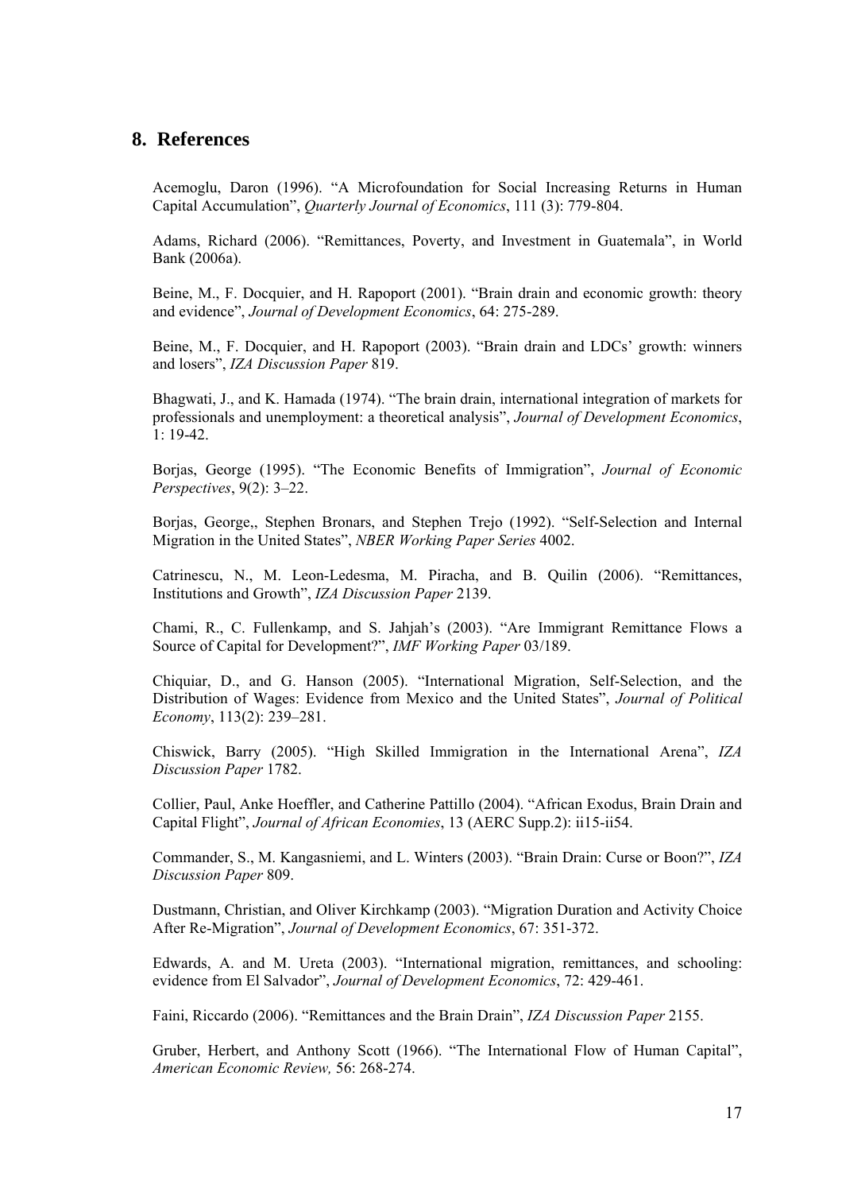## 8. References

Acemoglu, Daron (1996). "A Microfoundation for Social Increasing Returns in Human Capital Accumulation", *Quarterly Journal of Economics*, 111 (3): 779-804.

Adams, Richard (2006). "Remittances, Poverty, and Investment in Guatemala", in World Bank (2006a).

Beine, M., F. Docquier, and H. Rapoport (2001). "Brain drain and economic growth: theory and evidence", *Journal of Development Economics*, 64: 275-289.

Beine, M., F. Docquier, and H. Rapoport (2003). "Brain drain and LDCs' growth: winners and losers", *IZA Discussion Paper* 819.

Bhagwati, J., and K. Hamada (1974). "The brain drain, international integration of markets for professionals and unemployment: a theoretical analysis", *Journal of Development Economics*, 1: 19-42.

Borjas, George (1995). "The Economic Benefits of Immigration", *Journal of Economic Perspectives*, 9(2): 3–22.

Borjas, George,, Stephen Bronars, and Stephen Trejo (1992). "Self-Selection and Internal Migration in the United States", *NBER Working Paper Series* 4002.

Catrinescu, N., M. Leon-Ledesma, M. Piracha, and B. Quilin (2006). "Remittances, Institutions and Growth", *IZA Discussion Paper* 2139.

Chami, R., C. Fullenkamp, and S. Jahjah's (2003). "Are Immigrant Remittance Flows a Source of Capital for Development?", *IMF Working Paper* 03/189.

Chiquiar, D., and G. Hanson (2005). "International Migration, Self-Selection, and the Distribution of Wages: Evidence from Mexico and the United States", *Journal of Political Economy*, 113(2): 239–281.

Chiswick, Barry (2005). "High Skilled Immigration in the International Arena", *IZA Discussion Paper* 1782.

Collier, Paul, Anke Hoeffler, and Catherine Pattillo (2004). "African Exodus, Brain Drain and Capital Flight", *Journal of African Economies*, 13 (AERC Supp.2): ii15-ii54.

Commander, S., M. Kangasniemi, and L. Winters (2003). "Brain Drain: Curse or Boon?", *IZA Discussion Paper* 809.

Dustmann, Christian, and Oliver Kirchkamp (2003). "Migration Duration and Activity Choice After Re-Migration", *Journal of Development Economics*, 67: 351-372.

Edwards, A. and M. Ureta (2003). "International migration, remittances, and schooling: evidence from El Salvador", *Journal of Development Economics*, 72: 429-461.

Faini, Riccardo (2006). "Remittances and the Brain Drain", *IZA Discussion Paper* 2155.

Gruber, Herbert, and Anthony Scott (1966). "The International Flow of Human Capital", *American Economic Review,* 56: 268-274.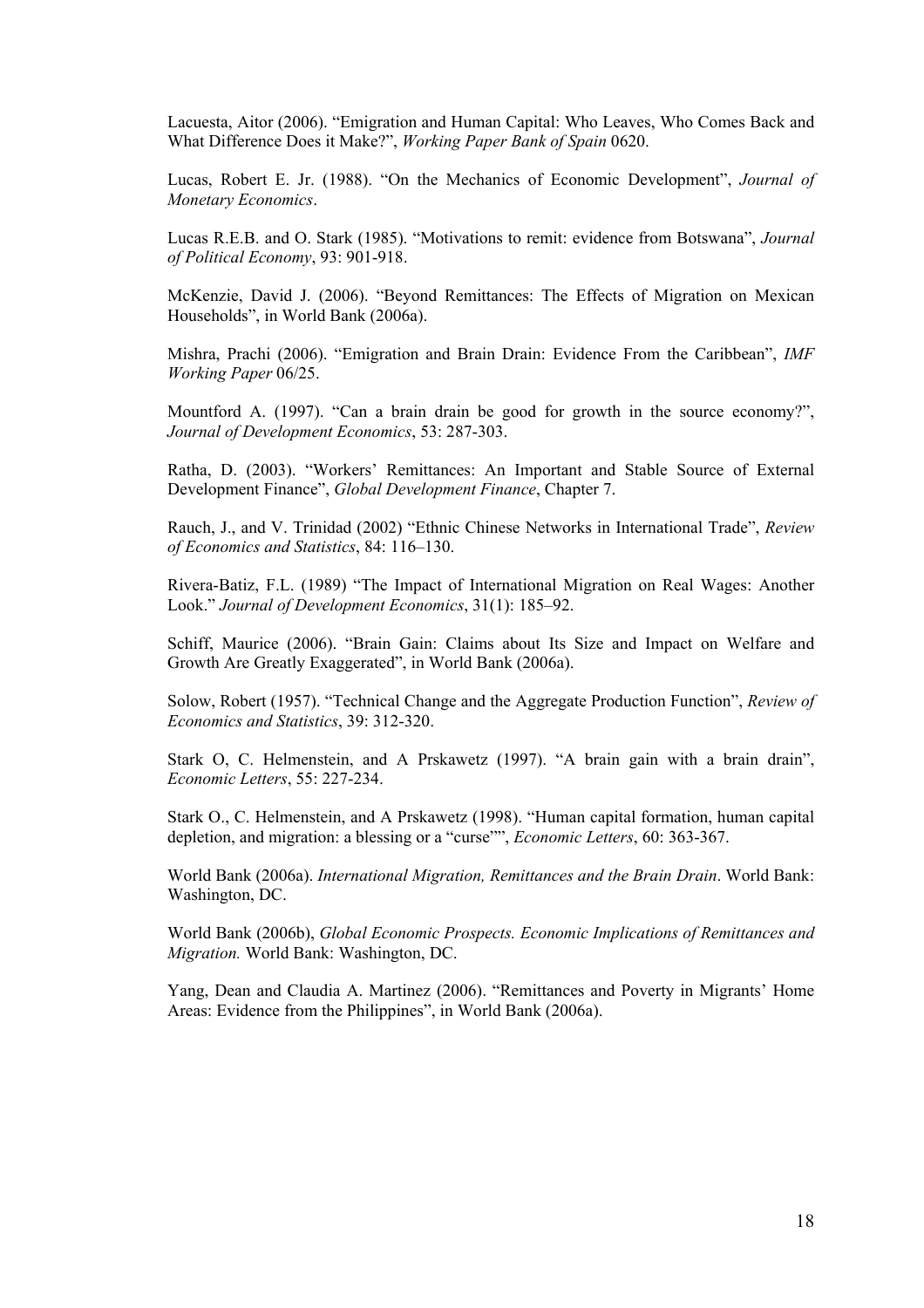Lacuesta, Aitor (2006). "Emigration and Human Capital: Who Leaves, Who Comes Back and What Difference Does it Make?", *Working Paper Bank of Spain* 0620.

Lucas, Robert E. Jr. (1988). "On the Mechanics of Economic Development", *Journal of Monetary Economics*.

Lucas R.E.B. and O. Stark (1985). "Motivations to remit: evidence from Botswana", *Journal of Political Economy*, 93: 901-918.

McKenzie, David J. (2006). "Beyond Remittances: The Effects of Migration on Mexican Households", in World Bank (2006a).

Mishra, Prachi (2006). "Emigration and Brain Drain: Evidence From the Caribbean", *IMF Working Paper* 06/25.

Mountford A. (1997). "Can a brain drain be good for growth in the source economy?", *Journal of Development Economics*, 53: 287-303.

Ratha, D. (2003). "Workers' Remittances: An Important and Stable Source of External Development Finance", *Global Development Finance*, Chapter 7.

Rauch, J., and V. Trinidad (2002) "Ethnic Chinese Networks in International Trade", *Review of Economics and Statistics*, 84: 116–130.

Rivera-Batiz, F.L. (1989) "The Impact of International Migration on Real Wages: Another Look." *Journal of Development Economics*, 31(1): 185–92.

Schiff, Maurice (2006). "Brain Gain: Claims about Its Size and Impact on Welfare and Growth Are Greatly Exaggerated", in World Bank (2006a).

Solow, Robert (1957). "Technical Change and the Aggregate Production Function", *Review of Economics and Statistics*, 39: 312-320.

Stark O, C. Helmenstein, and A Prskawetz (1997). "A brain gain with a brain drain", *Economic Letters*, 55: 227-234.

Stark O., C. Helmenstein, and A Prskawetz (1998). "Human capital formation, human capital depletion, and migration: a blessing or a "curse"", *Economic Letters*, 60: 363-367.

World Bank (2006a). *International Migration, Remittances and the Brain Drain*. World Bank: Washington, DC.

World Bank (2006b), *Global Economic Prospects. Economic Implications of Remittances and Migration.* World Bank: Washington, DC.

Yang, Dean and Claudia A. Martinez (2006). "Remittances and Poverty in Migrants' Home Areas: Evidence from the Philippines", in World Bank (2006a).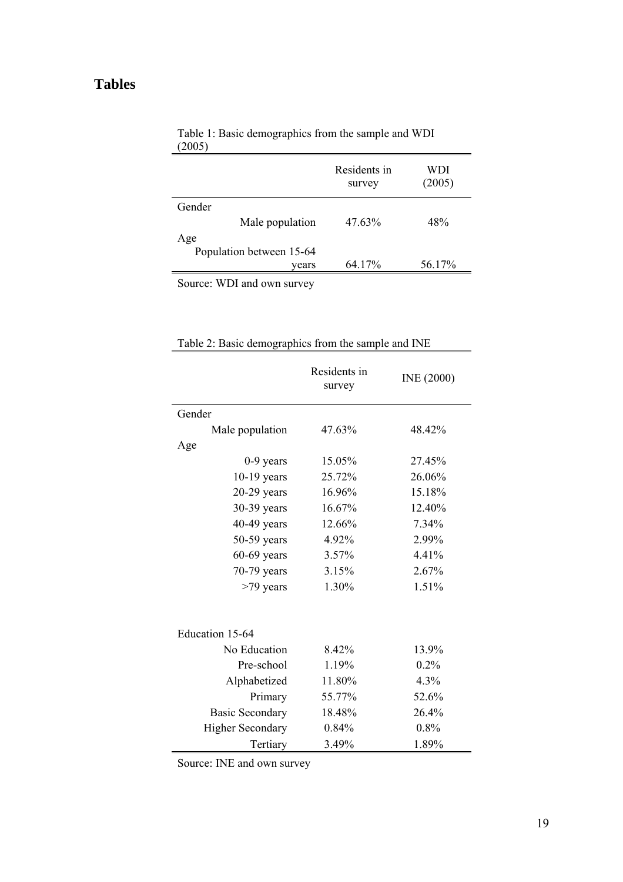## Tables

Table 1: Basic demographics from the sample and WDI (2005)

| | Residents in survey | WDI (2005) |
|---|---|---|
| Gender | | |
| Male population | 47.63% | 48% |
| Age | | |
| Population between 15-64 years | 64.17% | 56.17% |

Source: WDI and own survey

Table 2: Basic demographics from the sample and INE

| | Residents in survey | INE (2000) |
|---|---|---|
| Gender | | |
| Male population | 47.63% | 48.42% |
| Age | | |
| 0-9 years | 15.05% | 27.45% |
| 10-19 years | 25.72% | 26.06% |
| 20-29 years | 16.96% | 15.18% |
| 30-39 years | 16.67% | 12.40% |
| 40-49 years | 12.66% | 7.34% |
| 50-59 years | 4.92% | 2.99% |
| 60-69 years | 3.57% | 4.41% |
| 70-79 years | 3.15% | 2.67% |
| >79 years | 1.30% | 1.51% |
| Education 15-64 | | |
| No Education | 8.42% | 13.9% |
| Pre-school | 1.19% | 0.2% |
| Alphabetized | 11.80% | 4.3% |
| Primary | 55.77% | 52.6% |
| Basic Secondary | 18.48% | 26.4% |
| Higher Secondary | 0.84% | 0.8% |
| Tertiary | 3.49% | 1.89% |

Source: INE and own survey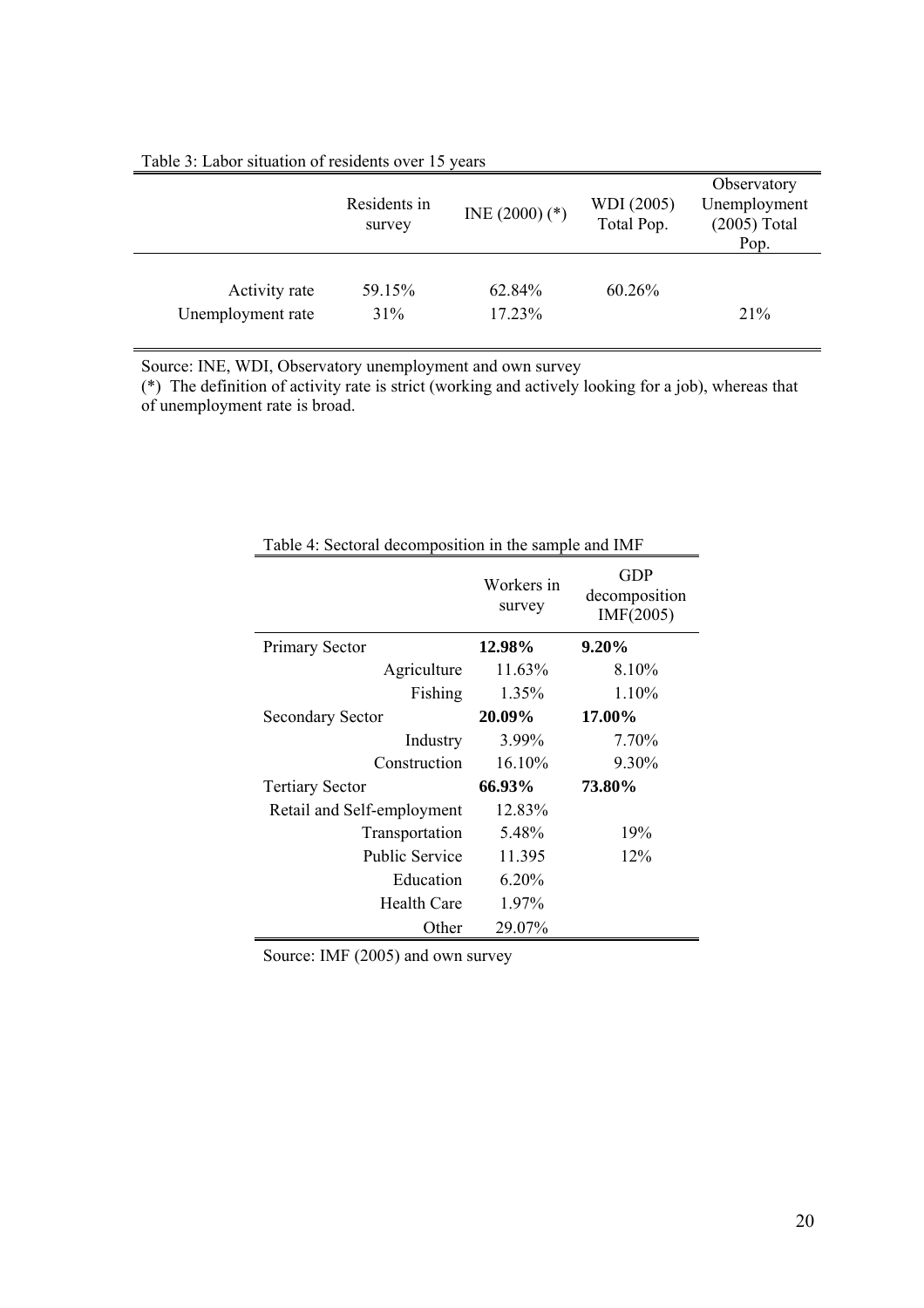Table 3: Labor situation of residents over 15 years

| | Residents in survey | INE (2000) (*) | WDI (2005) Total Pop. | Observatory Unemployment (2005) Total Pop. |
|---|---|---|---|---|
| Activity rate | 59.15% | 62.84% | 60.26% | |
| Unemployment rate | 31% | 17.23% | | 21% |

Source: INE, WDI, Observatory unemployment and own survey

(*) The definition of activity rate is strict (working and actively looking for a job), whereas that of unemployment rate is broad.

Table 4: Sectoral decomposition in the sample and IMF

| | Workers in survey | GDP decomposition IMF(2005) |
|---|---|---|
| Primary Sector | **12.98%** | **9.20%** |
| Agriculture | 11.63% | 8.10% |
| Fishing | 1.35% | 1.10% |
| Secondary Sector | **20.09%** | **17.00%** |
| Industry | 3.99% | 7.70% |
| Construction | 16.10% | 9.30% |
| Tertiary Sector | **66.93%** | **73.80%** |
| Retail and Self-employment | 12.83% | |
| Transportation | 5.48% | 19% |
| Public Service | 11.395 | 12% |
| Education | 6.20% | |
| Health Care | 1.97% | |
| Other | 29.07% | |

Source: IMF (2005) and own survey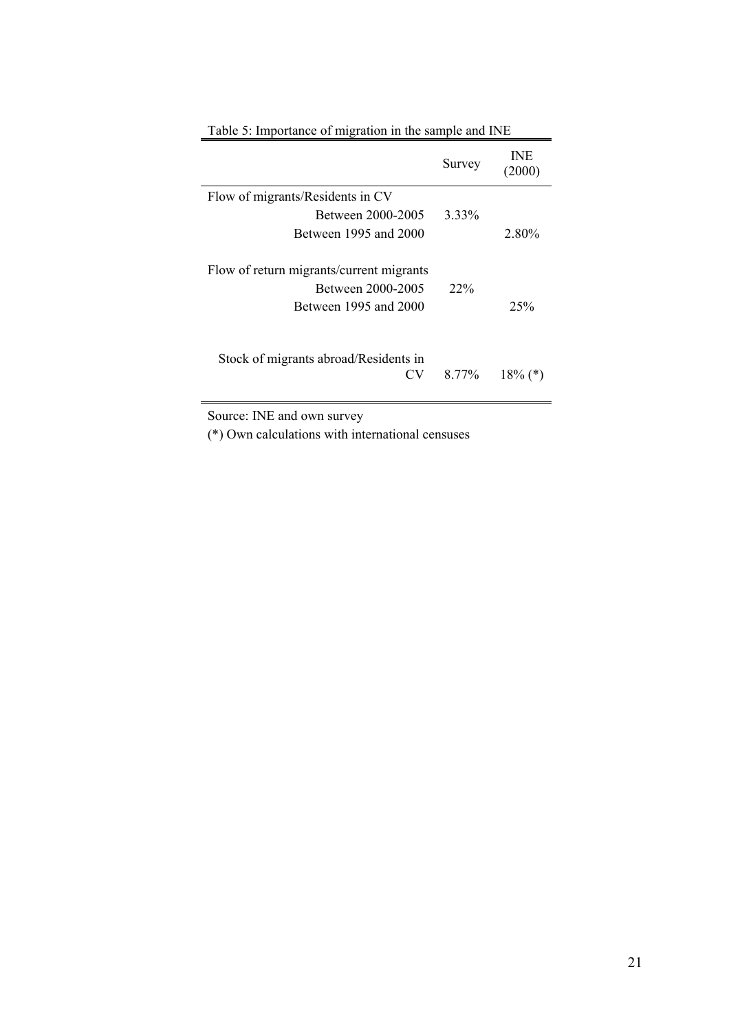Table 5: Importance of migration in the sample and INE

| | Survey | INE (2000) |
|---|---|---|
| Flow of migrants/Residents in CV | | |
| Between 2000-2005 | 3.33% | |
| Between 1995 and 2000 | | 2.80% |
| Flow of return migrants/current migrants | | |
| Between 2000-2005 | 22% | |
| Between 1995 and 2000 | | 25% |
| Stock of migrants abroad/Residents in CV | 8.77% | 18% (*) |

Source: INE and own survey

(*) Own calculations with international censuses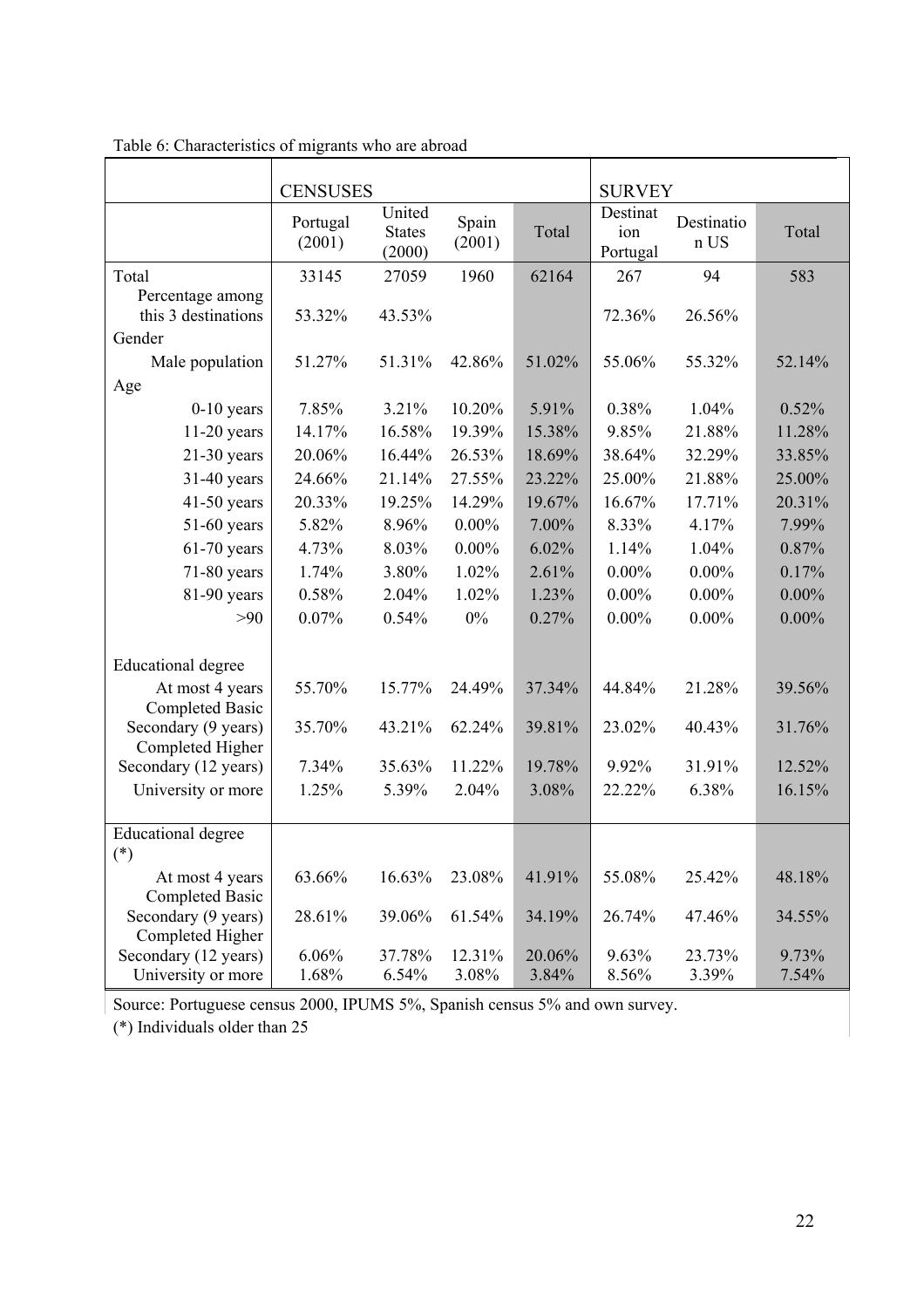Table 6: Characteristics of migrants who are abroad

| | CENSUSES | | | | SURVEY | | |
|---|---|---|---|---|---|---|---|
| | Portugal (2001) | United States (2000) | Spain (2001) | Total | Destination Portugal | Destination US | Total |
| Total | 33145 | 27059 | 1960 | 62164 | 267 | 94 | 583 |
| Percentage among this 3 destinations | 53.32% | 43.53% | | | 72.36% | 26.56% | |
| Gender | | | | | | | |
| Male population | 51.27% | 51.31% | 42.86% | 51.02% | 55.06% | 55.32% | 52.14% |
| Age | | | | | | | |
| 0-10 years | 7.85% | 3.21% | 10.20% | 5.91% | 0.38% | 1.04% | 0.52% |
| 11-20 years | 14.17% | 16.58% | 19.39% | 15.38% | 9.85% | 21.88% | 11.28% |
| 21-30 years | 20.06% | 16.44% | 26.53% | 18.69% | 38.64% | 32.29% | 33.85% |
| 31-40 years | 24.66% | 21.14% | 27.55% | 23.22% | 25.00% | 21.88% | 25.00% |
| 41-50 years | 20.33% | 19.25% | 14.29% | 19.67% | 16.67% | 17.71% | 20.31% |
| 51-60 years | 5.82% | 8.96% | 0.00% | 7.00% | 8.33% | 4.17% | 7.99% |
| 61-70 years | 4.73% | 8.03% | 0.00% | 6.02% | 1.14% | 1.04% | 0.87% |
| 71-80 years | 1.74% | 3.80% | 1.02% | 2.61% | 0.00% | 0.00% | 0.17% |
| 81-90 years | 0.58% | 2.04% | 1.02% | 1.23% | 0.00% | 0.00% | 0.00% |
| >90 | 0.07% | 0.54% | 0% | 0.27% | 0.00% | 0.00% | 0.00% |
| Educational degree | | | | | | | |
| At most 4 years | 55.70% | 15.77% | 24.49% | 37.34% | 44.84% | 21.28% | 39.56% |
| Completed Basic Secondary (9 years) | 35.70% | 43.21% | 62.24% | 39.81% | 23.02% | 40.43% | 31.76% |
| Completed Higher Secondary (12 years) | 7.34% | 35.63% | 11.22% | 19.78% | 9.92% | 31.91% | 12.52% |
| University or more | 1.25% | 5.39% | 2.04% | 3.08% | 22.22% | 6.38% | 16.15% |
| Educational degree (*) | | | | | | | |
| At most 4 years | 63.66% | 16.63% | 23.08% | 41.91% | 55.08% | 25.42% | 48.18% |
| Completed Basic Secondary (9 years) | 28.61% | 39.06% | 61.54% | 34.19% | 26.74% | 47.46% | 34.55% |
| Completed Higher Secondary (12 years) | 6.06% | 37.78% | 12.31% | 20.06% | 9.63% | 23.73% | 9.73% |
| University or more | 1.68% | 6.54% | 3.08% | 3.84% | 8.56% | 3.39% | 7.54% |

Source: Portuguese census 2000, IPUMS 5%, Spanish census 5% and own survey.

(*) Individuals older than 25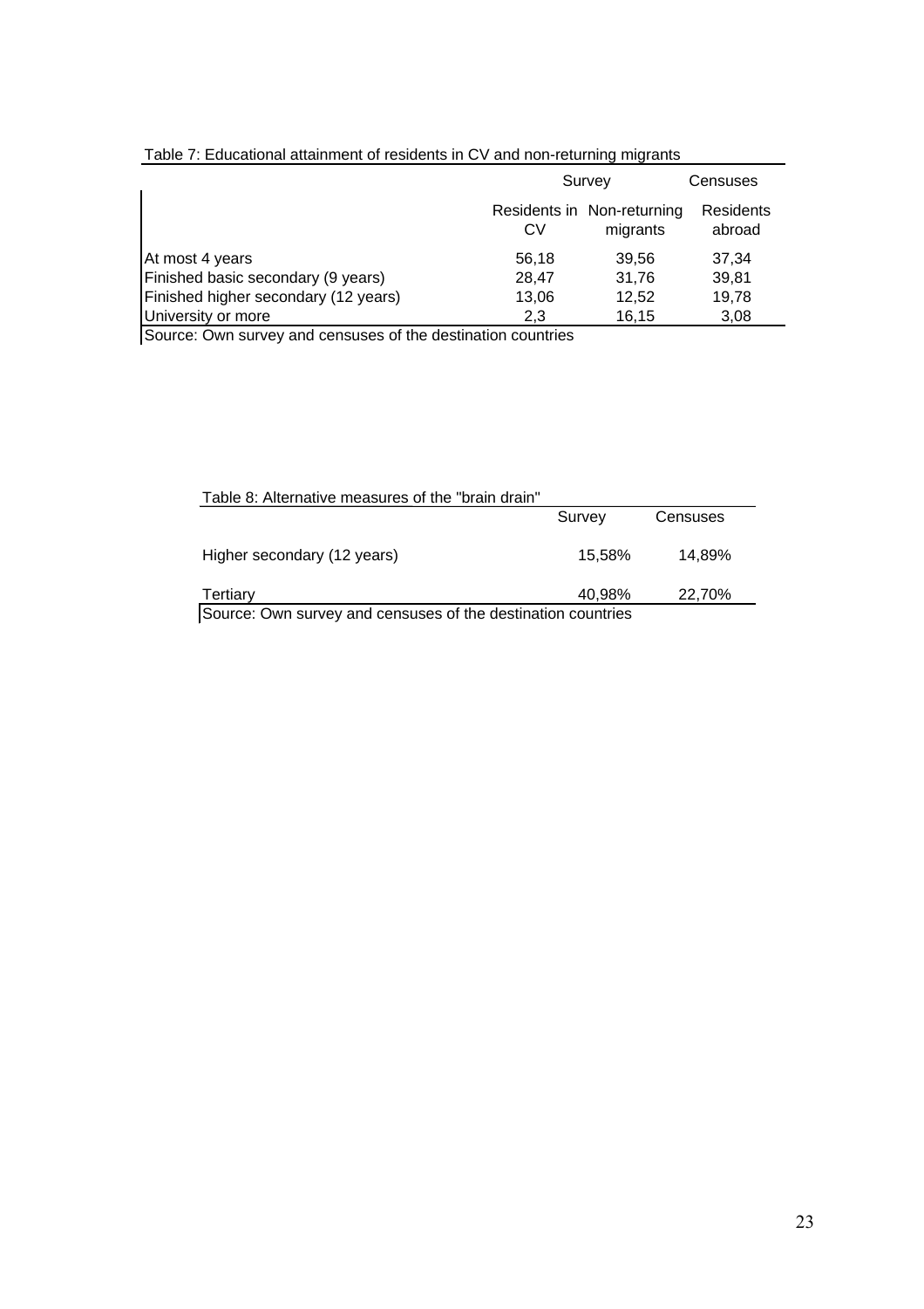Table 7: Educational attainment of residents in CV and non-returning migrants

| | Survey | | Censuses |
|---|---|---|---|
| | Residents in CV | Non-returning migrants | Residents abroad |
| At most 4 years | 56,18 | 39,56 | 37,34 |
| Finished basic secondary (9 years) | 28,47 | 31,76 | 39,81 |
| Finished higher secondary (12 years) | 13,06 | 12,52 | 19,78 |
| University or more | 2,3 | 16,15 | 3,08 |

Source: Own survey and censuses of the destination countries

Table 8: Alternative measures of the "brain drain"

| | Survey | Censuses |
|---|---|---|
| Higher secondary (12 years) | 15,58% | 14,89% |
| Tertiary | 40,98% | 22,70% |

Source: Own survey and censuses of the destination countries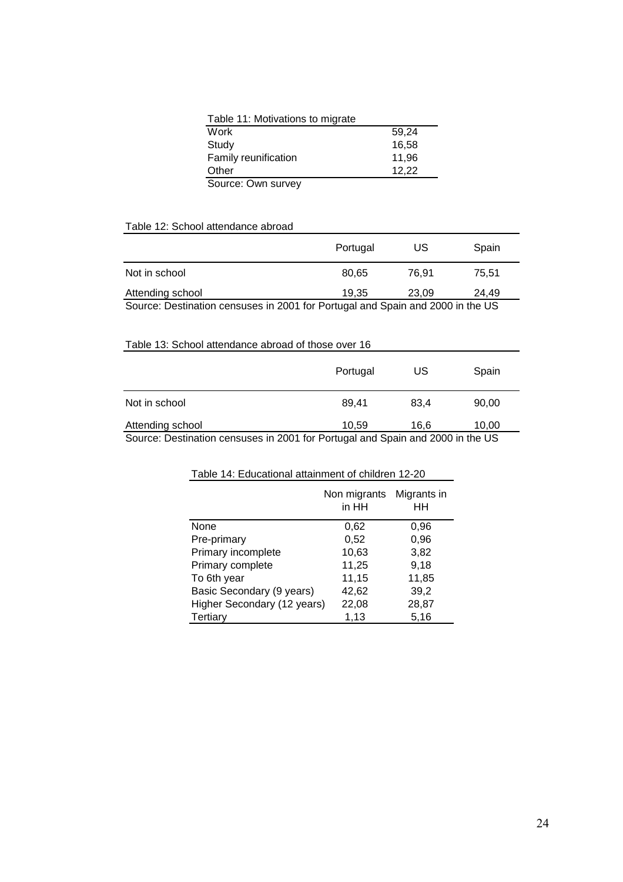Table 11: Motivations to migrate

| | |
|---|---|
| Work | 59,24 |
| Study | 16,58 |
| Family reunification | 11,96 |
| Other | 12,22 |

Source: Own survey

Table 12: School attendance abroad

| | Portugal | US | Spain |
|---|---|---|---|
| Not in school | 80,65 | 76,91 | 75,51 |
| Attending school | 19,35 | 23,09 | 24,49 |

Source: Destination censuses in 2001 for Portugal and Spain and 2000 in the US

Table 13: School attendance abroad of those over 16

| | Portugal | US | Spain |
|---|---|---|---|
| Not in school | 89,41 | 83,4 | 90,00 |
| Attending school | 10,59 | 16,6 | 10,00 |

Source: Destination censuses in 2001 for Portugal and Spain and 2000 in the US

Table 14: Educational attainment of children 12-20

| | Non migrants in HH | Migrants in HH |
|---|---|---|
| None | 0,62 | 0,96 |
| Pre-primary | 0,52 | 0,96 |
| Primary incomplete | 10,63 | 3,82 |
| Primary complete | 11,25 | 9,18 |
| To 6th year | 11,15 | 11,85 |
| Basic Secondary (9 years) | 42,62 | 39,2 |
| Higher Secondary (12 years) | 22,08 | 28,87 |
| Tertiary | 1,13 | 5,16 |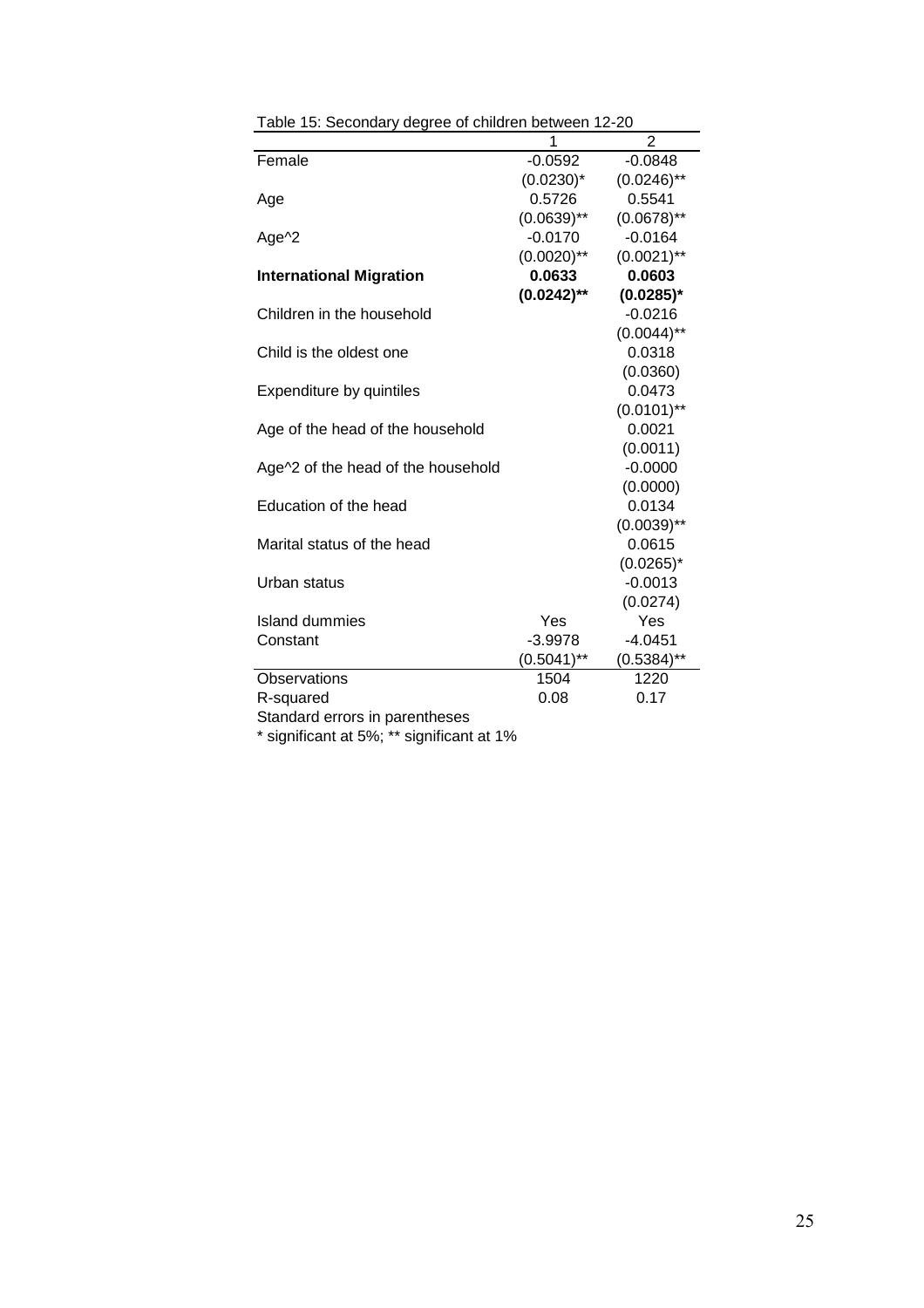Table 15: Secondary degree of children between 12-20

| | 1 | 2 |
|---|---|---|
| Female | -0.0592 | -0.0848 |
| | (0.0230)* | (0.0246)** |
| Age | 0.5726 | 0.5541 |
| | (0.0639)** | (0.0678)** |
| Age^2 | -0.0170 | -0.0164 |
| | (0.0020)** | (0.0021)** |
| **International Migration** | **0.0633** | **0.0603** |
| | **(0.0242)**** | **(0.0285)*** |
| Children in the household | | -0.0216 |
| | | (0.0044)** |
| Child is the oldest one | | 0.0318 |
| | | (0.0360) |
| Expenditure by quintiles | | 0.0473 |
| | | (0.0101)** |
| Age of the head of the household | | 0.0021 |
| | | (0.0011) |
| Age^2 of the head of the household | | -0.0000 |
| | | (0.0000) |
| Education of the head | | 0.0134 |
| | | (0.0039)** |
| Marital status of the head | | 0.0615 |
| | | (0.0265)* |
| Urban status | | -0.0013 |
| | | (0.0274) |
| Island dummies | Yes | Yes |
| Constant | -3.9978 | -4.0451 |
| | (0.5041)** | (0.5384)** |
| Observations | 1504 | 1220 |
| R-squared | 0.08 | 0.17 |

Standard errors in parentheses

* significant at 5%; ** significant at 1%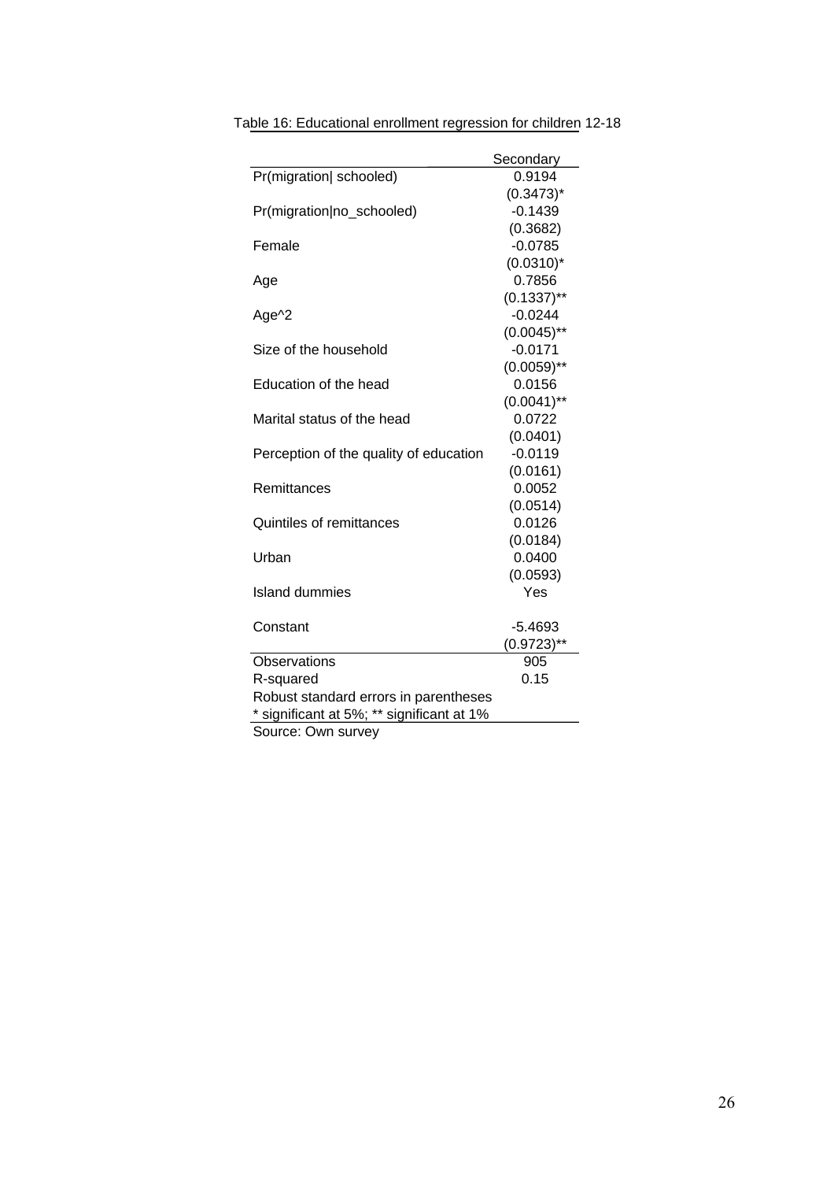Table 16: Educational enrollment regression for children 12-18

| | Secondary |
|---|---|
| Pr(migration\| schooled) | 0.9194 |
| | (0.3473)* |
| Pr(migration\|no_schooled) | -0.1439 |
| | (0.3682) |
| Female | -0.0785 |
| | (0.0310)* |
| Age | 0.7856 |
| | (0.1337)** |
| Age^2 | -0.0244 |
| | (0.0045)** |
| Size of the household | -0.0171 |
| | (0.0059)** |
| Education of the head | 0.0156 |
| | (0.0041)** |
| Marital status of the head | 0.0722 |
| | (0.0401) |
| Perception of the quality of education | -0.0119 |
| | (0.0161) |
| Remittances | 0.0052 |
| | (0.0514) |
| Quintiles of remittances | 0.0126 |
| | (0.0184) |
| Urban | 0.0400 |
| | (0.0593) |
| Island dummies | Yes |
| Constant | -5.4693 |
| | (0.9723)** |
| Observations | 905 |
| R-squared | 0.15 |

Robust standard errors in parentheses
* significant at 5%; ** significant at 1%

Source: Own survey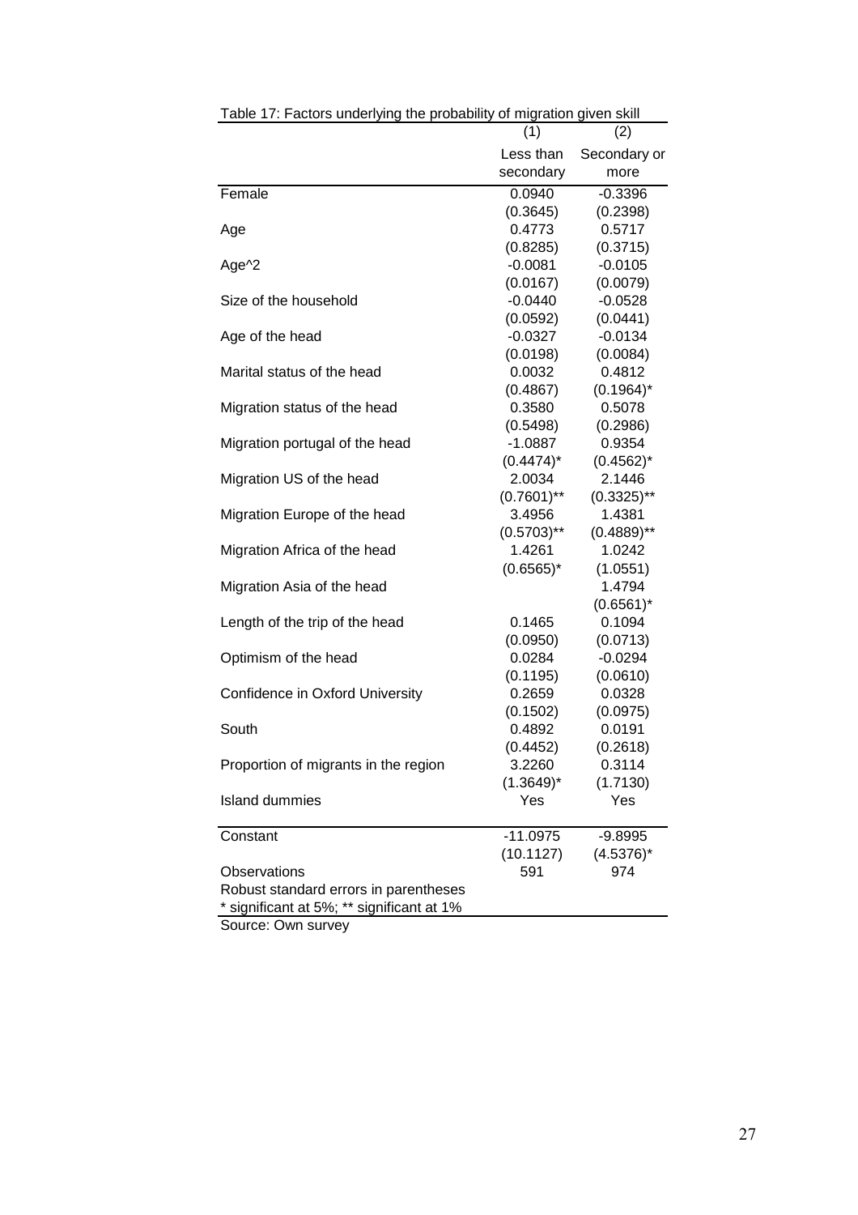Table 17: Factors underlying the probability of migration given skill

| | (1) | (2) |
|---|---|---|
| | Less than secondary | Secondary or more |
| Female | 0.0940 | -0.3396 |
| | (0.3645) | (0.2398) |
| Age | 0.4773 | 0.5717 |
| | (0.8285) | (0.3715) |
| Age^2 | -0.0081 | -0.0105 |
| | (0.0167) | (0.0079) |
| Size of the household | -0.0440 | -0.0528 |
| | (0.0592) | (0.0441) |
| Age of the head | -0.0327 | -0.0134 |
| | (0.0198) | (0.0084) |
| Marital status of the head | 0.0032 | 0.4812 |
| | (0.4867) | (0.1964)* |
| Migration status of the head | 0.3580 | 0.5078 |
| | (0.5498) | (0.2986) |
| Migration portugal of the head | -1.0887 | 0.9354 |
| | (0.4474)* | (0.4562)* |
| Migration US of the head | 2.0034 | 2.1446 |
| | (0.7601)** | (0.3325)** |
| Migration Europe of the head | 3.4956 | 1.4381 |
| | (0.5703)** | (0.4889)** |
| Migration Africa of the head | 1.4261 | 1.0242 |
| | (0.6565)* | (1.0551) |
| Migration Asia of the head | | 1.4794 |
| | | (0.6561)* |
| Length of the trip of the head | 0.1465 | 0.1094 |
| | (0.0950) | (0.0713) |
| Optimism of the head | 0.0284 | -0.0294 |
| | (0.1195) | (0.0610) |
| Confidence in Oxford University | 0.2659 | 0.0328 |
| | (0.1502) | (0.0975) |
| South | 0.4892 | 0.0191 |
| | (0.4452) | (0.2618) |
| Proportion of migrants in the region | 3.2260 | 0.3114 |
| | (1.3649)* | (1.7130) |
| Island dummies | Yes | Yes |
| Constant | -11.0975 | -9.8995 |
| | (10.1127) | (4.5376)* |
| Observations | 591 | 974 |

Robust standard errors in parentheses
* significant at 5%; ** significant at 1%

Source: Own survey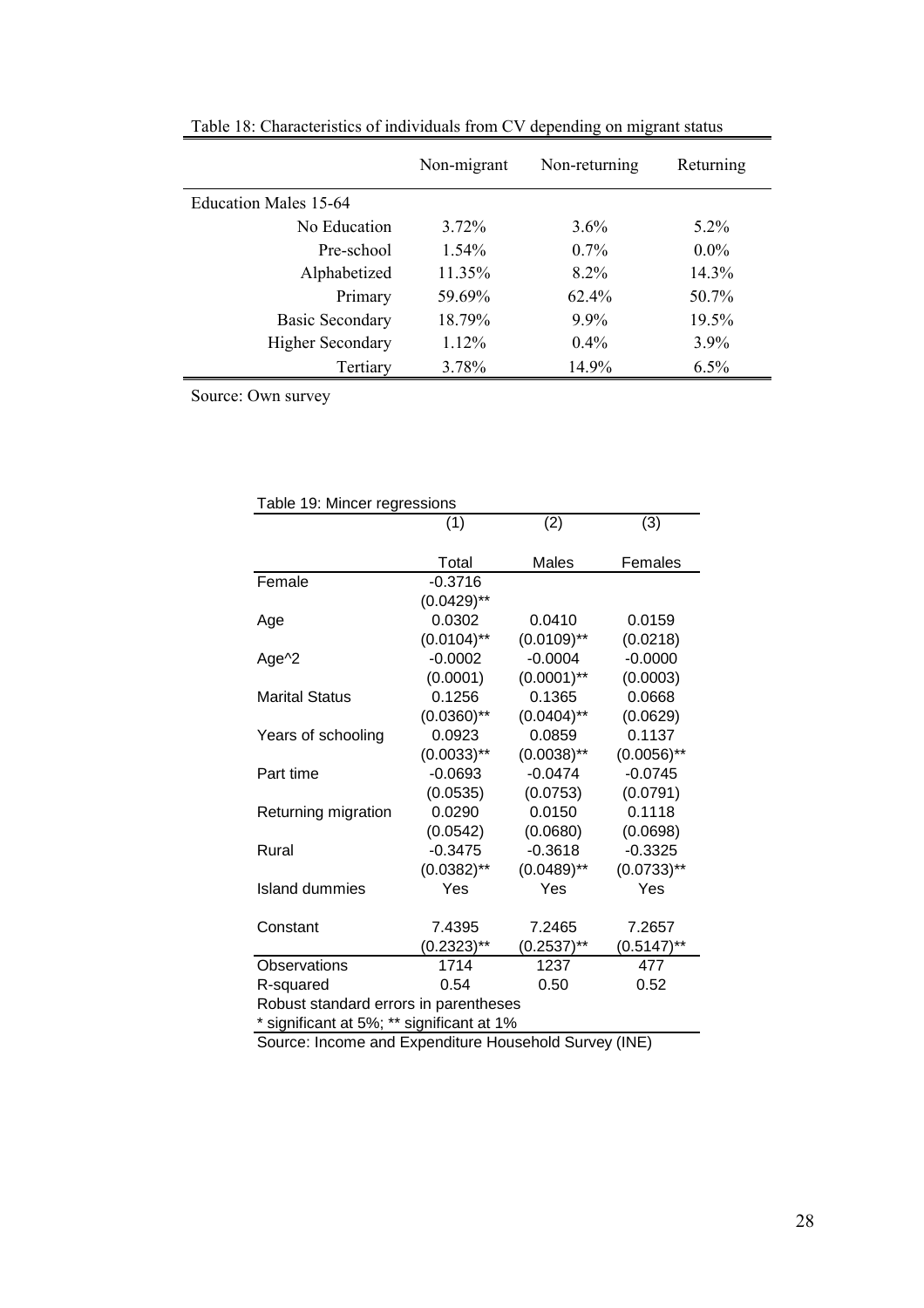Table 18: Characteristics of individuals from CV depending on migrant status

| | Non-migrant | Non-returning | Returning |
|---|---|---|---|
| Education Males 15-64 | | | |
| No Education | 3.72% | 3.6% | 5.2% |
| Pre-school | 1.54% | 0.7% | 0.0% |
| Alphabetized | 11.35% | 8.2% | 14.3% |
| Primary | 59.69% | 62.4% | 50.7% |
| Basic Secondary | 18.79% | 9.9% | 19.5% |
| Higher Secondary | 1.12% | 0.4% | 3.9% |
| Tertiary | 3.78% | 14.9% | 6.5% |

Source: Own survey

Table 19: Mincer regressions

| | (1) | (2) | (3) |
|---|---|---|---|
| | Total | Males | Females |
| Female | -0.3716 | | |
| | (0.0429)** | | |
| Age | 0.0302 | 0.0410 | 0.0159 |
| | (0.0104)** | (0.0109)** | (0.0218) |
| Age^2 | -0.0002 | -0.0004 | -0.0000 |
| | (0.0001) | (0.0001)** | (0.0003) |
| Marital Status | 0.1256 | 0.1365 | 0.0668 |
| | (0.0360)** | (0.0404)** | (0.0629) |
| Years of schooling | 0.0923 | 0.0859 | 0.1137 |
| | (0.0033)** | (0.0038)** | (0.0056)** |
| Part time | -0.0693 | -0.0474 | -0.0745 |
| | (0.0535) | (0.0753) | (0.0791) |
| Returning migration | 0.0290 | 0.0150 | 0.1118 |
| | (0.0542) | (0.0680) | (0.0698) |
| Rural | -0.3475 | -0.3618 | -0.3325 |
| | (0.0382)** | (0.0489)** | (0.0733)** |
| Island dummies | Yes | Yes | Yes |
| Constant | 7.4395 | 7.2465 | 7.2657 |
| | (0.2323)** | (0.2537)** | (0.5147)** |
| Observations | 1714 | 1237 | 477 |
| R-squared | 0.54 | 0.50 | 0.52 |

Robust standard errors in parentheses
* significant at 5%; ** significant at 1%

Source: Income and Expenditure Household Survey (INE)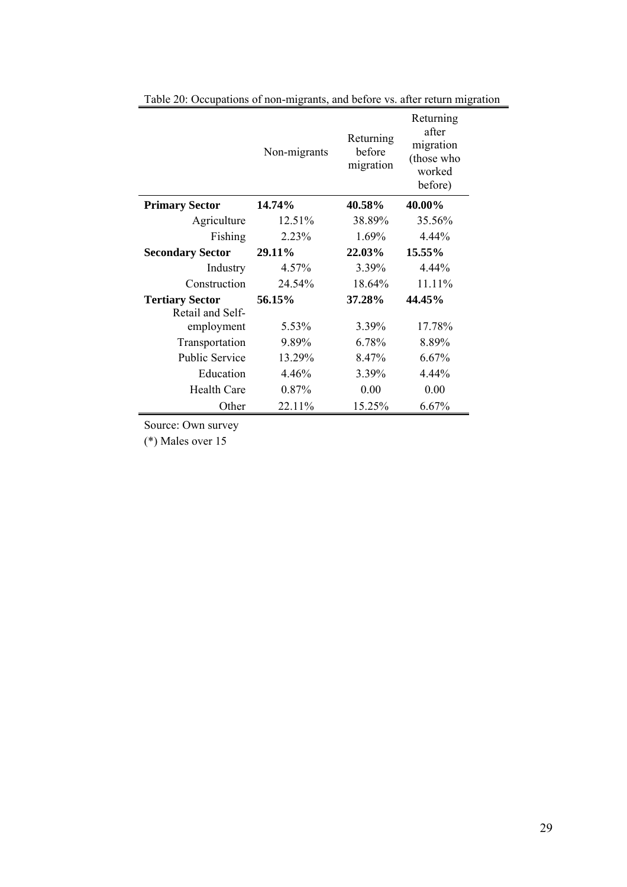Table 20: Occupations of non-migrants, and before vs. after return migration

| | Non-migrants | Returning before migration | Returning after migration (those who worked before) |
|---|---|---|---|
| **Primary Sector** | **14.74%** | **40.58%** | **40.00%** |
| Agriculture | 12.51% | 38.89% | 35.56% |
| Fishing | 2.23% | 1.69% | 4.44% |
| **Secondary Sector** | **29.11%** | **22.03%** | **15.55%** |
| Industry | 4.57% | 3.39% | 4.44% |
| Construction | 24.54% | 18.64% | 11.11% |
| **Tertiary Sector** | **56.15%** | **37.28%** | **44.45%** |
| Retail and Self-employment | 5.53% | 3.39% | 17.78% |
| Transportation | 9.89% | 6.78% | 8.89% |
| Public Service | 13.29% | 8.47% | 6.67% |
| Education | 4.46% | 3.39% | 4.44% |
| Health Care | 0.87% | 0.00 | 0.00 |
| Other | 22.11% | 15.25% | 6.67% |

Source: Own survey

(*) Males over 15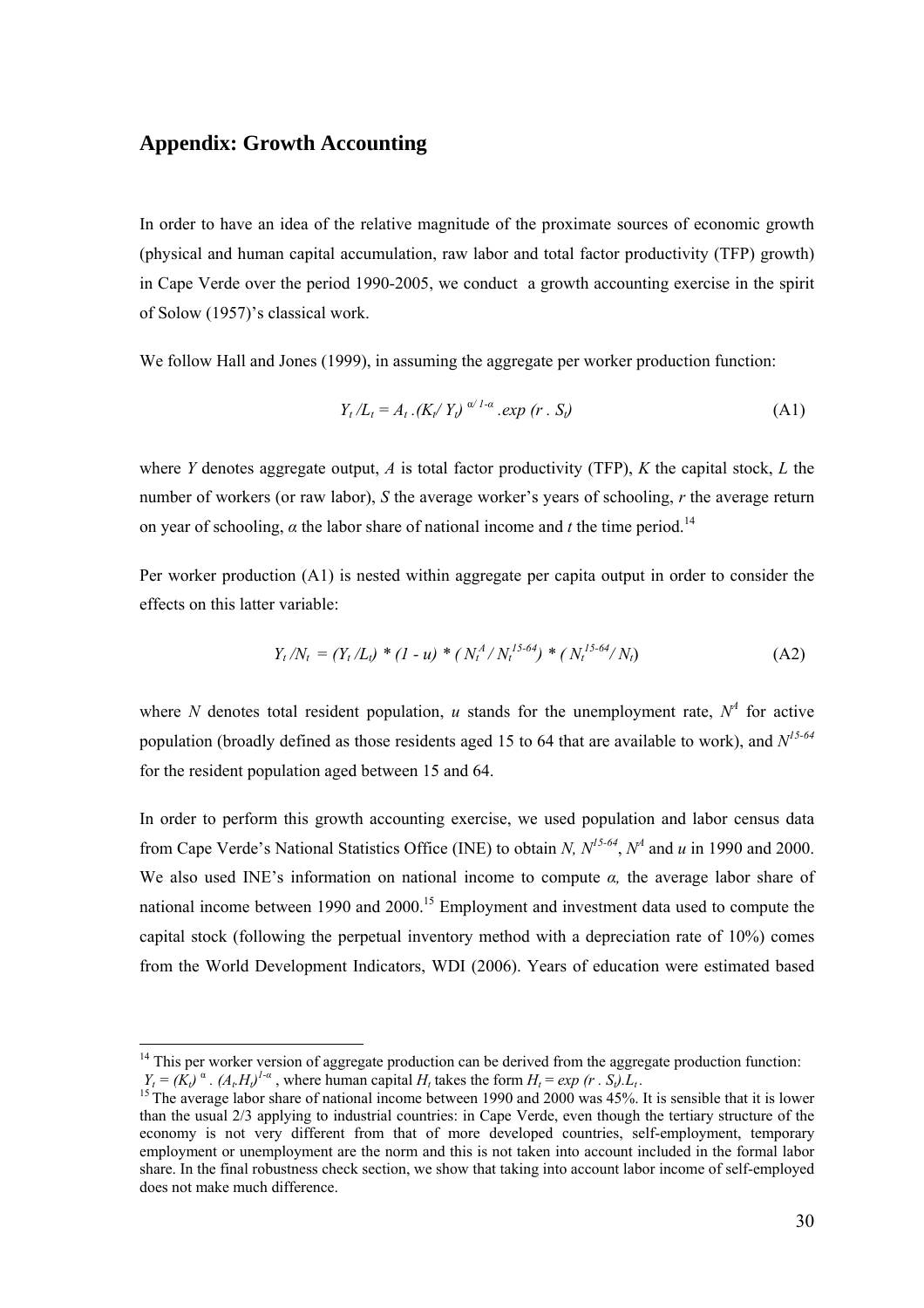## Appendix: Growth Accounting

In order to have an idea of the relative magnitude of the proximate sources of economic growth (physical and human capital accumulation, raw labor and total factor productivity (TFP) growth) in Cape Verde over the period 1990-2005, we conduct a growth accounting exercise in the spirit of Solow (1957)'s classical work.

We follow Hall and Jones (1999), in assuming the aggregate per worker production function:

$$Y_t / L_t = A_t \,.(K_t / Y_t)^{\alpha / 1-\alpha} \,.exp\,(r \,.\, S_t) \tag{A1}$$

where $Y$ denotes aggregate output, $A$ is total factor productivity (TFP), $K$ the capital stock, $L$ the number of workers (or raw labor), $S$ the average worker's years of schooling, $r$ the average return on year of schooling, $\alpha$ the labor share of national income and $t$ the time period.[14]

Per worker production (A1) is nested within aggregate per capita output in order to consider the effects on this latter variable:

$$Y_t / N_t = (Y_t / L_t) * (1 - u) * (N_t^A / N_t^{15\text{-}64}) * (N_t^{15\text{-}64} / N_t) \tag{A2}$$

where $N$ denotes total resident population, $u$ stands for the unemployment rate, $N^A$ for active population (broadly defined as those residents aged 15 to 64 that are available to work), and $N^{15\text{-}64}$ for the resident population aged between 15 and 64.

In order to perform this growth accounting exercise, we used population and labor census data from Cape Verde's National Statistics Office (INE) to obtain $N$, $N^{15\text{-}64}$, $N^A$ and $u$ in 1990 and 2000. We also used INE's information on national income to compute $\alpha$, the average labor share of national income between 1990 and 2000.[15] Employment and investment data used to compute the capital stock (following the perpetual inventory method with a depreciation rate of 10%) comes from the World Development Indicators, WDI (2006). Years of education were estimated based

---

[14] This per worker version of aggregate production can be derived from the aggregate production function: $Y_t = (K_t)^{\alpha} \,.\, (A_t.H_t)^{1-\alpha}$, where human capital $H_t$ takes the form $H_t = exp\,(r \,.\, S_t).L_t$.

[15] The average labor share of national income between 1990 and 2000 was 45%. It is sensible that it is lower than the usual 2/3 applying to industrial countries: in Cape Verde, even though the tertiary structure of the economy is not very different from that of more developed countries, self-employment, temporary employment or unemployment are the norm and this is not taken into account included in the formal labor share. In the final robustness check section, we show that taking into account labor income of self-employed does not make much difference.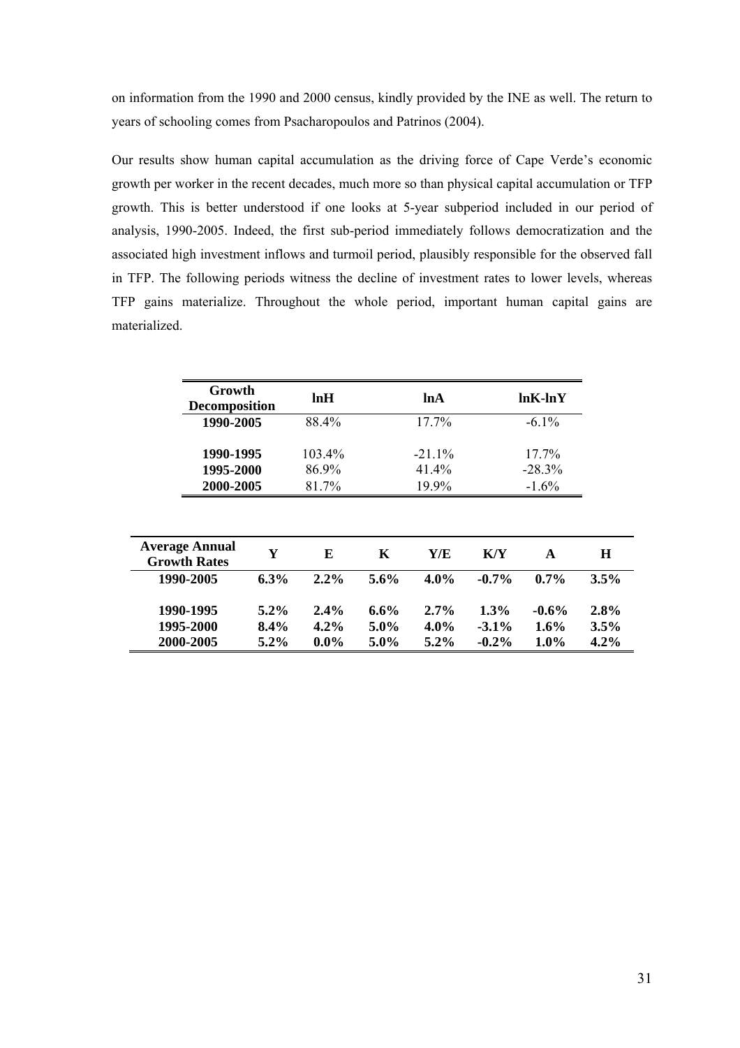on information from the 1990 and 2000 census, kindly provided by the INE as well. The return to years of schooling comes from Psacharopoulos and Patrinos (2004).

Our results show human capital accumulation as the driving force of Cape Verde's economic growth per worker in the recent decades, much more so than physical capital accumulation or TFP growth. This is better understood if one looks at 5-year subperiod included in our period of analysis, 1990-2005. Indeed, the first sub-period immediately follows democratization and the associated high investment inflows and turmoil period, plausibly responsible for the observed fall in TFP. The following periods witness the decline of investment rates to lower levels, whereas TFP gains materialize. Throughout the whole period, important human capital gains are materialized.

| Growth Decomposition | lnH | lnA | lnK-lnY |
|---|---|---|---|
| **1990-2005** | 88.4% | 17.7% | -6.1% |
| **1990-1995** | 103.4% | -21.1% | 17.7% |
| **1995-2000** | 86.9% | 41.4% | -28.3% |
| **2000-2005** | 81.7% | 19.9% | -1.6% |

| Average Annual Growth Rates | Y | E | K | Y/E | K/Y | A | H |
|---|---|---|---|---|---|---|---|
| **1990-2005** | **6.3%** | **2.2%** | **5.6%** | **4.0%** | **-0.7%** | **0.7%** | **3.5%** |
| **1990-1995** | **5.2%** | **2.4%** | **6.6%** | **2.7%** | **1.3%** | **-0.6%** | **2.8%** |
| **1995-2000** | **8.4%** | **4.2%** | **5.0%** | **4.0%** | **-3.1%** | **1.6%** | **3.5%** |
| **2000-2005** | **5.2%** | **0.0%** | **5.0%** | **5.2%** | **-0.2%** | **1.0%** | **4.2%** |